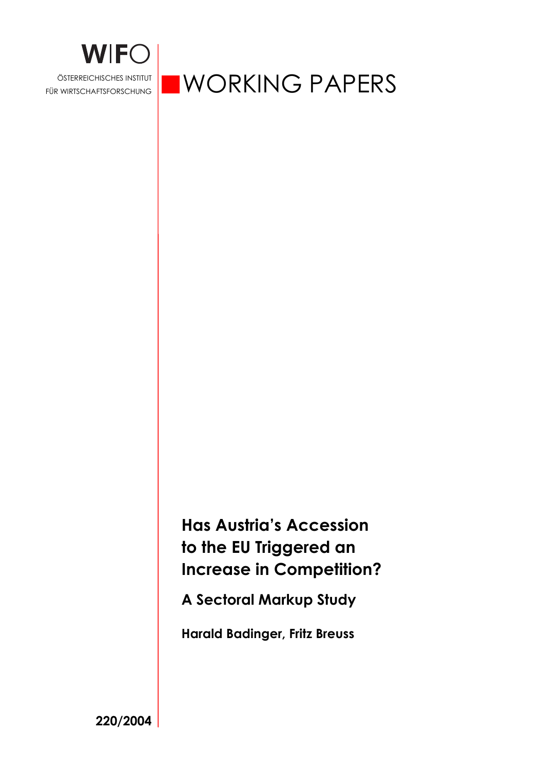WIFO

ÖSTERREICHISCHES INSTITUT FÜR WIRTSCHAFTSFORSCHUNG

WORKING PAPERS

# Has Austria's Accession to the EU Triggered an Increase in Competition?

## A Sectoral Markup Study

**Harald Badinger, Fritz Breuss**

**220/2004**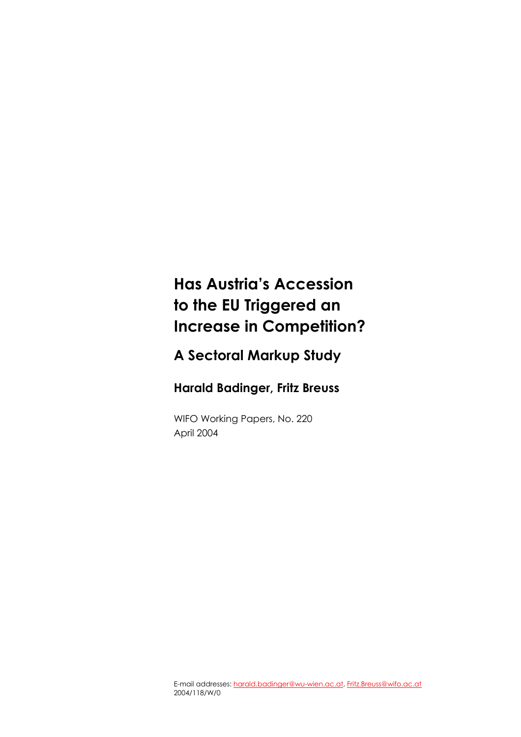# Has Austria's Accession to the EU Triggered an Increase in Competition?

## A Sectoral Markup Study

### Harald Badinger, Fritz Breuss

WIFO Working Papers, No. 220
April 2004

E-mail addresses: harald.badinger@wu-wien.ac.at, Fritz.Breuss@wifo.ac.at
2004/118/W/0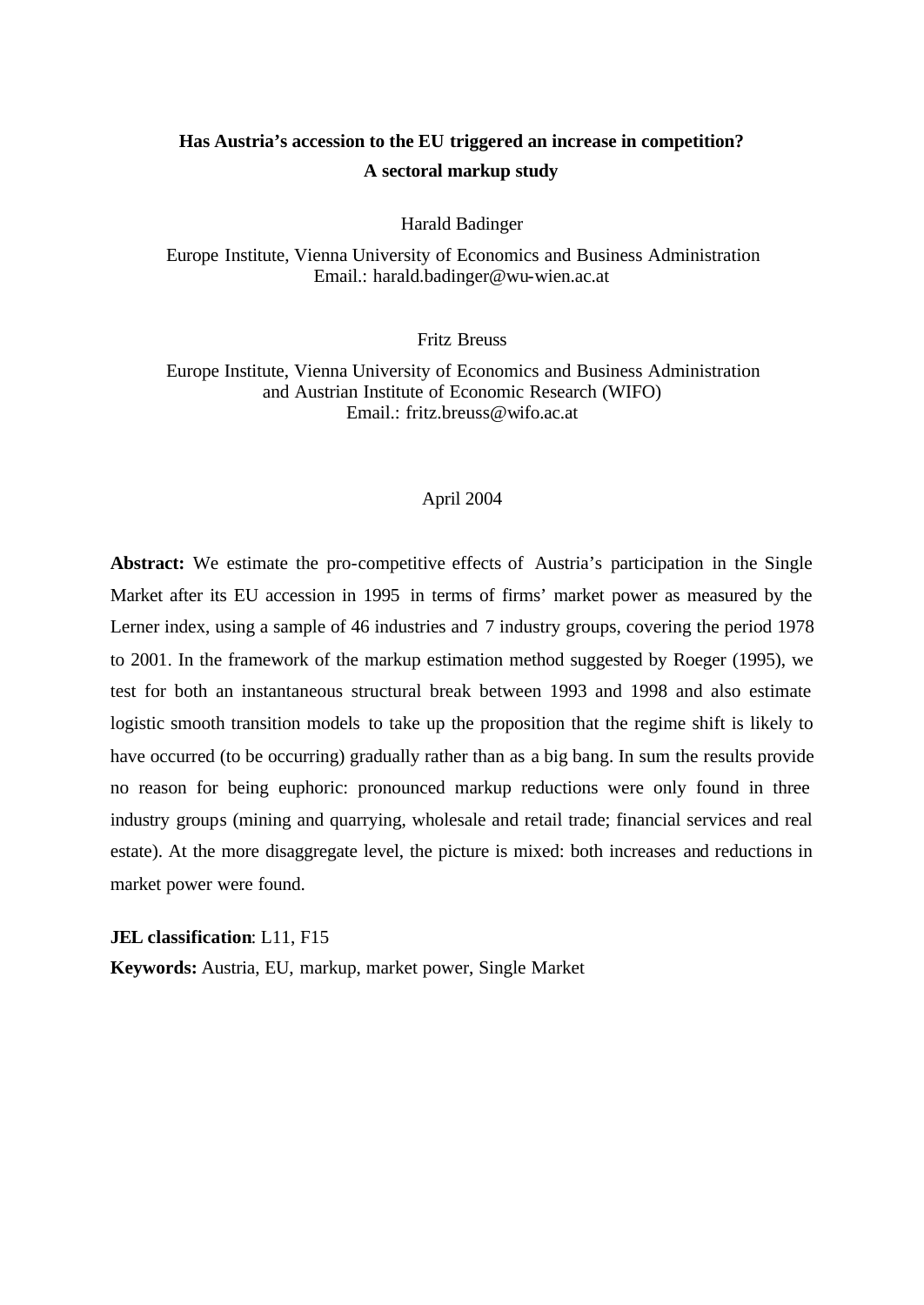**Has Austria's accession to the EU triggered an increase in competition?**
**A sectoral markup study**

Harald Badinger

Europe Institute, Vienna University of Economics and Business Administration
Email.: harald.badinger@wu-wien.ac.at

Fritz Breuss

Europe Institute, Vienna University of Economics and Business Administration
and Austrian Institute of Economic Research (WIFO)
Email.: fritz.breuss@wifo.ac.at

April 2004

**Abstract:** We estimate the pro-competitive effects of Austria's participation in the Single Market after its EU accession in 1995 in terms of firms' market power as measured by the Lerner index, using a sample of 46 industries and 7 industry groups, covering the period 1978 to 2001. In the framework of the markup estimation method suggested by Roeger (1995), we test for both an instantaneous structural break between 1993 and 1998 and also estimate logistic smooth transition models to take up the proposition that the regime shift is likely to have occurred (to be occurring) gradually rather than as a big bang. In sum the results provide no reason for being euphoric: pronounced markup reductions were only found in three industry groups (mining and quarrying, wholesale and retail trade; financial services and real estate). At the more disaggregate level, the picture is mixed: both increases and reductions in market power were found.

**JEL classification**: L11, F15

**Keywords:** Austria, EU, markup, market power, Single Market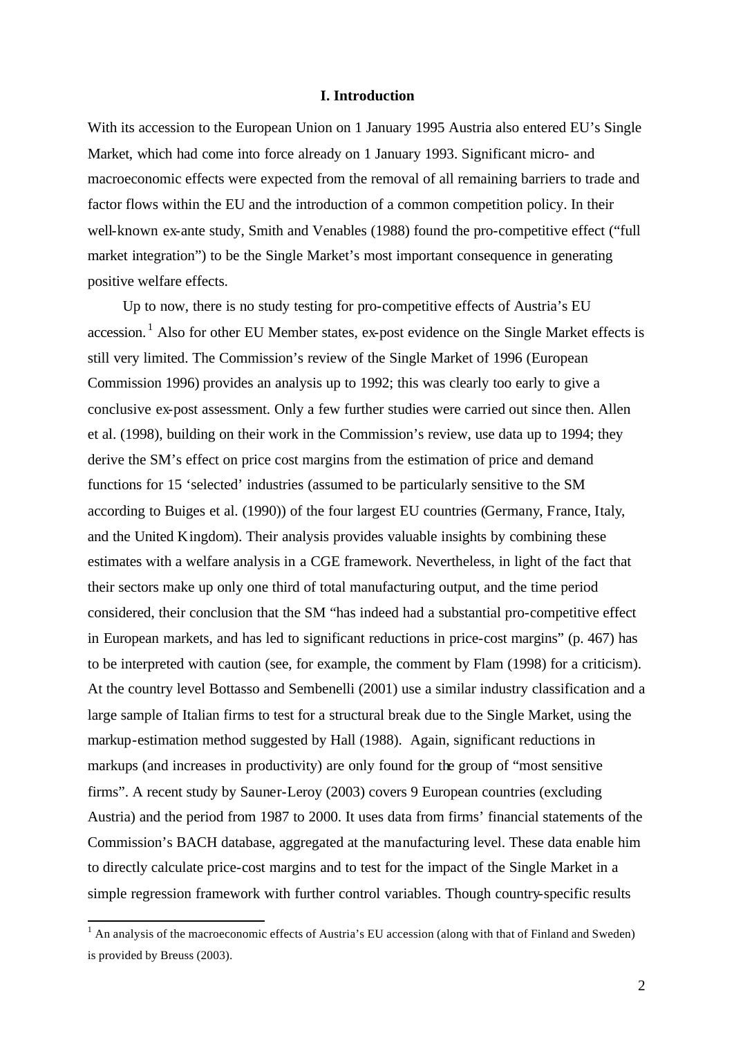## I. Introduction

With its accession to the European Union on 1 January 1995 Austria also entered EU's Single Market, which had come into force already on 1 January 1993. Significant micro- and macroeconomic effects were expected from the removal of all remaining barriers to trade and factor flows within the EU and the introduction of a common competition policy. In their well-known ex-ante study, Smith and Venables (1988) found the pro-competitive effect ("full market integration") to be the Single Market's most important consequence in generating positive welfare effects.

Up to now, there is no study testing for pro-competitive effects of Austria's EU accession.[1] Also for other EU Member states, ex-post evidence on the Single Market effects is still very limited. The Commission's review of the Single Market of 1996 (European Commission 1996) provides an analysis up to 1992; this was clearly too early to give a conclusive ex-post assessment. Only a few further studies were carried out since then. Allen et al. (1998), building on their work in the Commission's review, use data up to 1994; they derive the SM's effect on price cost margins from the estimation of price and demand functions for 15 'selected' industries (assumed to be particularly sensitive to the SM according to Buiges et al. (1990)) of the four largest EU countries (Germany, France, Italy, and the United Kingdom). Their analysis provides valuable insights by combining these estimates with a welfare analysis in a CGE framework. Nevertheless, in light of the fact that their sectors make up only one third of total manufacturing output, and the time period considered, their conclusion that the SM "has indeed had a substantial pro-competitive effect in European markets, and has led to significant reductions in price-cost margins" (p. 467) has to be interpreted with caution (see, for example, the comment by Flam (1998) for a criticism). At the country level Bottasso and Sembenelli (2001) use a similar industry classification and a large sample of Italian firms to test for a structural break due to the Single Market, using the markup-estimation method suggested by Hall (1988). Again, significant reductions in markups (and increases in productivity) are only found for the group of "most sensitive firms". A recent study by Sauner-Leroy (2003) covers 9 European countries (excluding Austria) and the period from 1987 to 2000. It uses data from firms' financial statements of the Commission's BACH database, aggregated at the manufacturing level. These data enable him to directly calculate price-cost margins and to test for the impact of the Single Market in a simple regression framework with further control variables. Though country-specific results

[1] An analysis of the macroeconomic effects of Austria's EU accession (along with that of Finland and Sweden) is provided by Breuss (2003).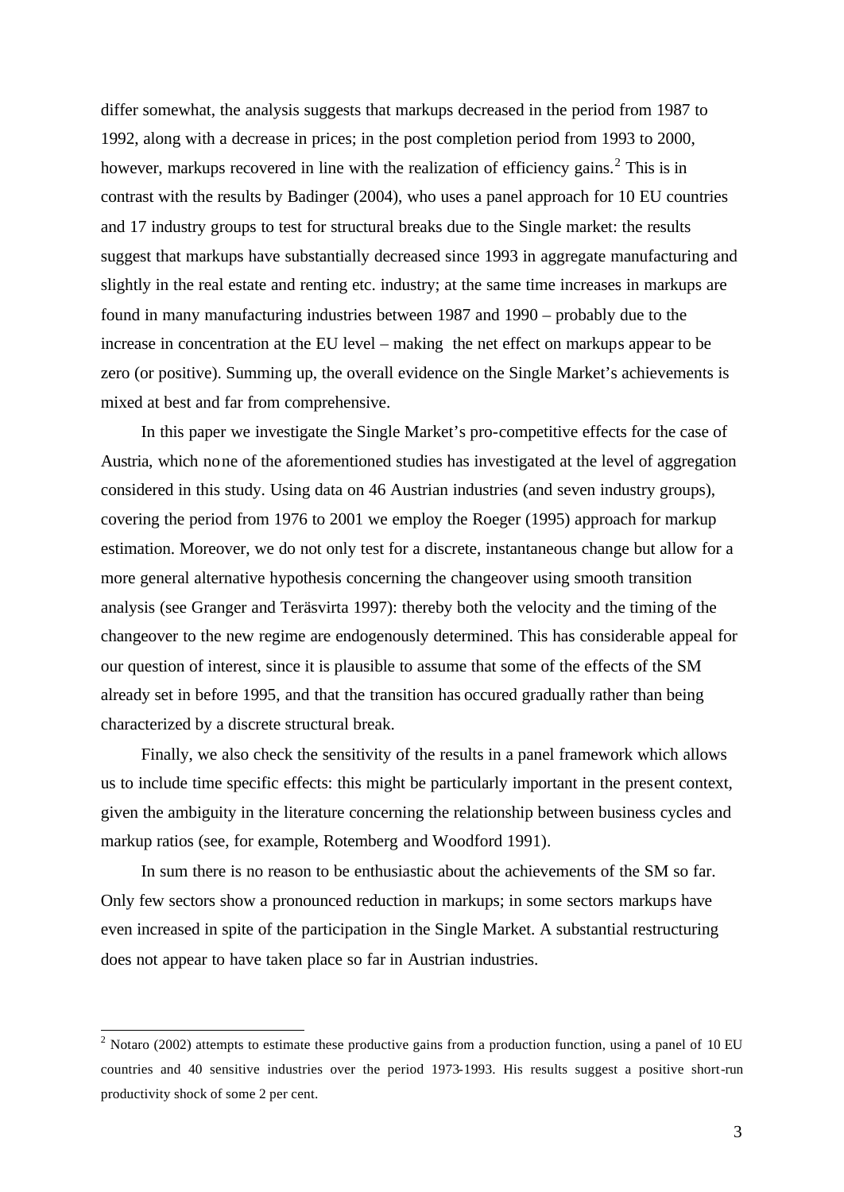differ somewhat, the analysis suggests that markups decreased in the period from 1987 to 1992, along with a decrease in prices; in the post completion period from 1993 to 2000, however, markups recovered in line with the realization of efficiency gains.[2] This is in contrast with the results by Badinger (2004), who uses a panel approach for 10 EU countries and 17 industry groups to test for structural breaks due to the Single market: the results suggest that markups have substantially decreased since 1993 in aggregate manufacturing and slightly in the real estate and renting etc. industry; at the same time increases in markups are found in many manufacturing industries between 1987 and 1990 – probably due to the increase in concentration at the EU level – making the net effect on markups appear to be zero (or positive). Summing up, the overall evidence on the Single Market's achievements is mixed at best and far from comprehensive.

In this paper we investigate the Single Market's pro-competitive effects for the case of Austria, which none of the aforementioned studies has investigated at the level of aggregation considered in this study. Using data on 46 Austrian industries (and seven industry groups), covering the period from 1976 to 2001 we employ the Roeger (1995) approach for markup estimation. Moreover, we do not only test for a discrete, instantaneous change but allow for a more general alternative hypothesis concerning the changeover using smooth transition analysis (see Granger and Teräsvirta 1997): thereby both the velocity and the timing of the changeover to the new regime are endogenously determined. This has considerable appeal for our question of interest, since it is plausible to assume that some of the effects of the SM already set in before 1995, and that the transition has occured gradually rather than being characterized by a discrete structural break.

Finally, we also check the sensitivity of the results in a panel framework which allows us to include time specific effects: this might be particularly important in the present context, given the ambiguity in the literature concerning the relationship between business cycles and markup ratios (see, for example, Rotemberg and Woodford 1991).

In sum there is no reason to be enthusiastic about the achievements of the SM so far. Only few sectors show a pronounced reduction in markups; in some sectors markups have even increased in spite of the participation in the Single Market. A substantial restructuring does not appear to have taken place so far in Austrian industries.

---

[2] Notaro (2002) attempts to estimate these productive gains from a production function, using a panel of 10 EU countries and 40 sensitive industries over the period 1973-1993. His results suggest a positive short-run productivity shock of some 2 per cent.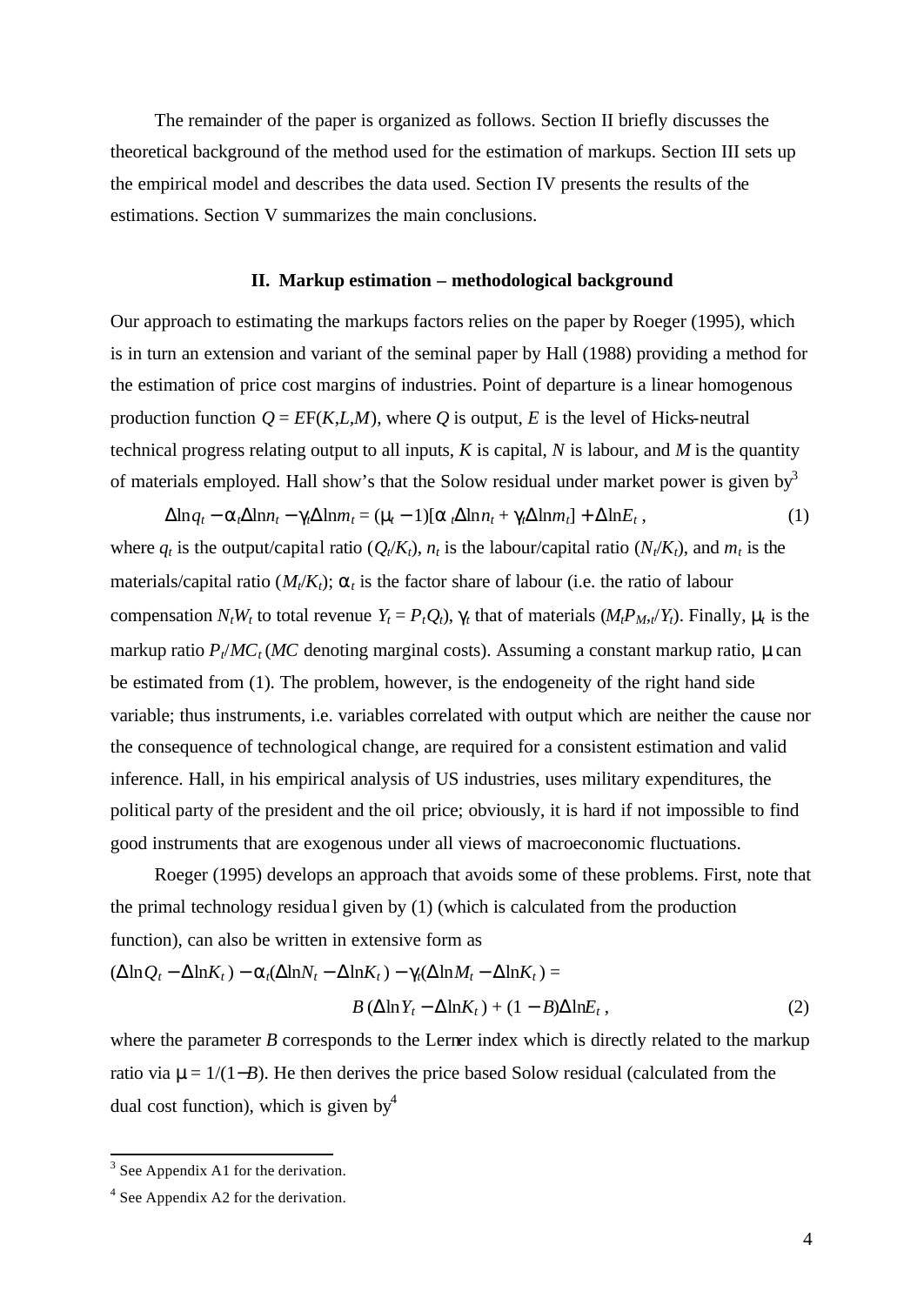The remainder of the paper is organized as follows. Section II briefly discusses the theoretical background of the method used for the estimation of markups. Section III sets up the empirical model and describes the data used. Section IV presents the results of the estimations. Section V summarizes the main conclusions.

## II. Markup estimation – methodological background

Our approach to estimating the markups factors relies on the paper by Roeger (1995), which is in turn an extension and variant of the seminal paper by Hall (1988) providing a method for the estimation of price cost margins of industries. Point of departure is a linear homogenous production function $Q = E\text{F}(K,L,M)$, where $Q$ is output, $E$ is the level of Hicks-neutral technical progress relating output to all inputs, $K$ is capital, $N$ is labour, and $M$ is the quantity of materials employed. Hall show's that the Solow residual under market power is given by[3]

$$\Delta \ln q_t - \alpha_t \Delta \ln n_t - \gamma_t \Delta \ln m_t = (\mu_t - 1)[\alpha_t \Delta \ln n_t + \gamma_t \Delta \ln m_t] + \Delta \ln E_t \,, \tag{1}$$

where $q_t$ is the output/capital ratio ($Q_t/K_t$), $n_t$ is the labour/capital ratio ($N_t/K_t$), and $m_t$ is the materials/capital ratio ($M_t/K_t$); $\alpha_t$ is the factor share of labour (i.e. the ratio of labour compensation $N_tW_t$ to total revenue $Y_t = P_tQ_t$), $\gamma_t$ that of materials ($M_tP_{M,t}/Y_t$). Finally, $\mu_t$ is the markup ratio $P_t/MC_t$ ($MC$ denoting marginal costs). Assuming a constant markup ratio, $\mu$ can be estimated from (1). The problem, however, is the endogeneity of the right hand side variable; thus instruments, i.e. variables correlated with output which are neither the cause nor the consequence of technological change, are required for a consistent estimation and valid inference. Hall, in his empirical analysis of US industries, uses military expenditures, the political party of the president and the oil price; obviously, it is hard if not impossible to find good instruments that are exogenous under all views of macroeconomic fluctuations.

Roeger (1995) develops an approach that avoids some of these problems. First, note that the primal technology residual given by (1) (which is calculated from the production function), can also be written in extensive form as

$$(\Delta \ln Q_t - \Delta \ln K_t) - \alpha_t(\Delta \ln N_t - \Delta \ln K_t) - \gamma_t(\Delta \ln M_t - \Delta \ln K_t) =$$
$$B\,(\Delta \ln Y_t - \Delta \ln K_t) + (1 - B)\Delta \ln E_t \,, \tag{2}$$

where the parameter $B$ corresponds to the Lerner index which is directly related to the markup ratio via $\mu = 1/(1-B)$. He then derives the price based Solow residual (calculated from the dual cost function), which is given by[4]

---

[3] See Appendix A1 for the derivation.

[4] See Appendix A2 for the derivation.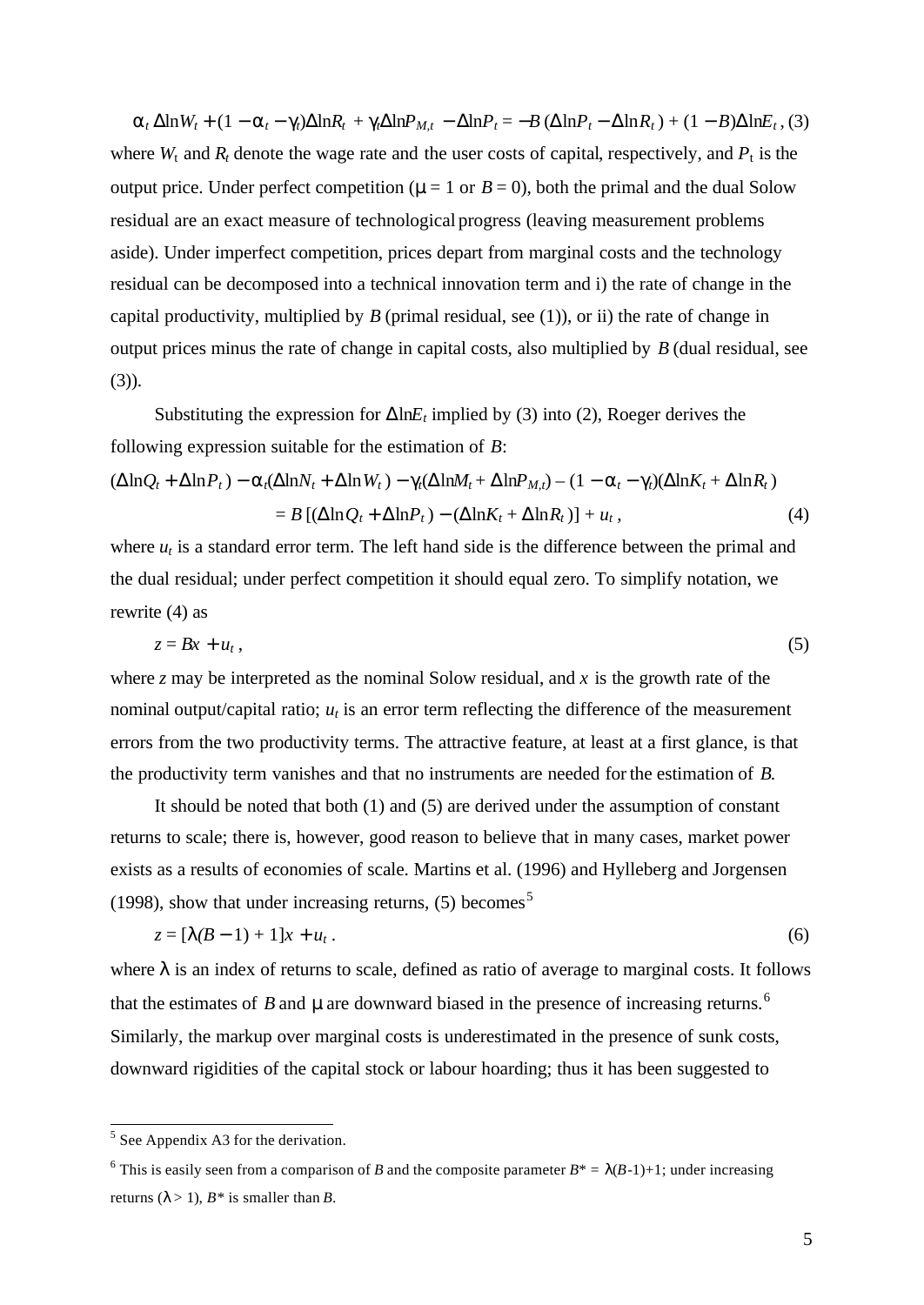$$\alpha_t \Delta\ln W_t + (1 - \alpha_t - \gamma_t)\Delta\ln R_t + \gamma_t \Delta\ln P_{M,t} - \Delta\ln P_t = -B(\Delta\ln P_t - \Delta\ln R_t) + (1 - B)\Delta\ln E_t, \quad (3)$$

where $W_t$ and $R_t$ denote the wage rate and the user costs of capital, respectively, and $P_t$ is the output price. Under perfect competition ($\mu = 1$ or $B = 0$), both the primal and the dual Solow residual are an exact measure of technological progress (leaving measurement problems aside). Under imperfect competition, prices depart from marginal costs and the technology residual can be decomposed into a technical innovation term and i) the rate of change in the capital productivity, multiplied by $B$ (primal residual, see (1)), or ii) the rate of change in output prices minus the rate of change in capital costs, also multiplied by $B$ (dual residual, see (3)).

Substituting the expression for $\Delta\ln E_t$ implied by (3) into (2), Roeger derives the following expression suitable for the estimation of $B$:

$$(\Delta\ln Q_t + \Delta\ln P_t) - \alpha_t(\Delta\ln N_t + \Delta\ln W_t) - \gamma_t(\Delta\ln M_t + \Delta\ln P_{M,t}) - (1 - \alpha_t - \gamma_t)(\Delta\ln K_t + \Delta\ln R_t)$$
$$= B[(\Delta\ln Q_t + \Delta\ln P_t) - (\Delta\ln K_t + \Delta\ln R_t)] + u_t, \quad (4)$$

where $u_t$ is a standard error term. The left hand side is the difference between the primal and the dual residual; under perfect competition it should equal zero. To simplify notation, we rewrite (4) as

$$z = Bx + u_t, \quad (5)$$

where $z$ may be interpreted as the nominal Solow residual, and $x$ is the growth rate of the nominal output/capital ratio; $u_t$ is an error term reflecting the difference of the measurement errors from the two productivity terms. The attractive feature, at least at a first glance, is that the productivity term vanishes and that no instruments are needed for the estimation of $B$.

It should be noted that both (1) and (5) are derived under the assumption of constant returns to scale; there is, however, good reason to believe that in many cases, market power exists as a results of economies of scale. Martins et al. (1996) and Hylleberg and Jorgensen (1998), show that under increasing returns, (5) becomes[5]

$$z = [\lambda(B - 1) + 1]x + u_t. \quad (6)$$

where $\lambda$ is an index of returns to scale, defined as ratio of average to marginal costs. It follows that the estimates of $B$ and $\mu$ are downward biased in the presence of increasing returns.[6] Similarly, the markup over marginal costs is underestimated in the presence of sunk costs, downward rigidities of the capital stock or labour hoarding; thus it has been suggested to

---

[5] See Appendix A3 for the derivation.

[6] This is easily seen from a comparison of $B$ and the composite parameter $B^* = \lambda(B-1)+1$; under increasing returns ($\lambda > 1$), $B^*$ is smaller than $B$.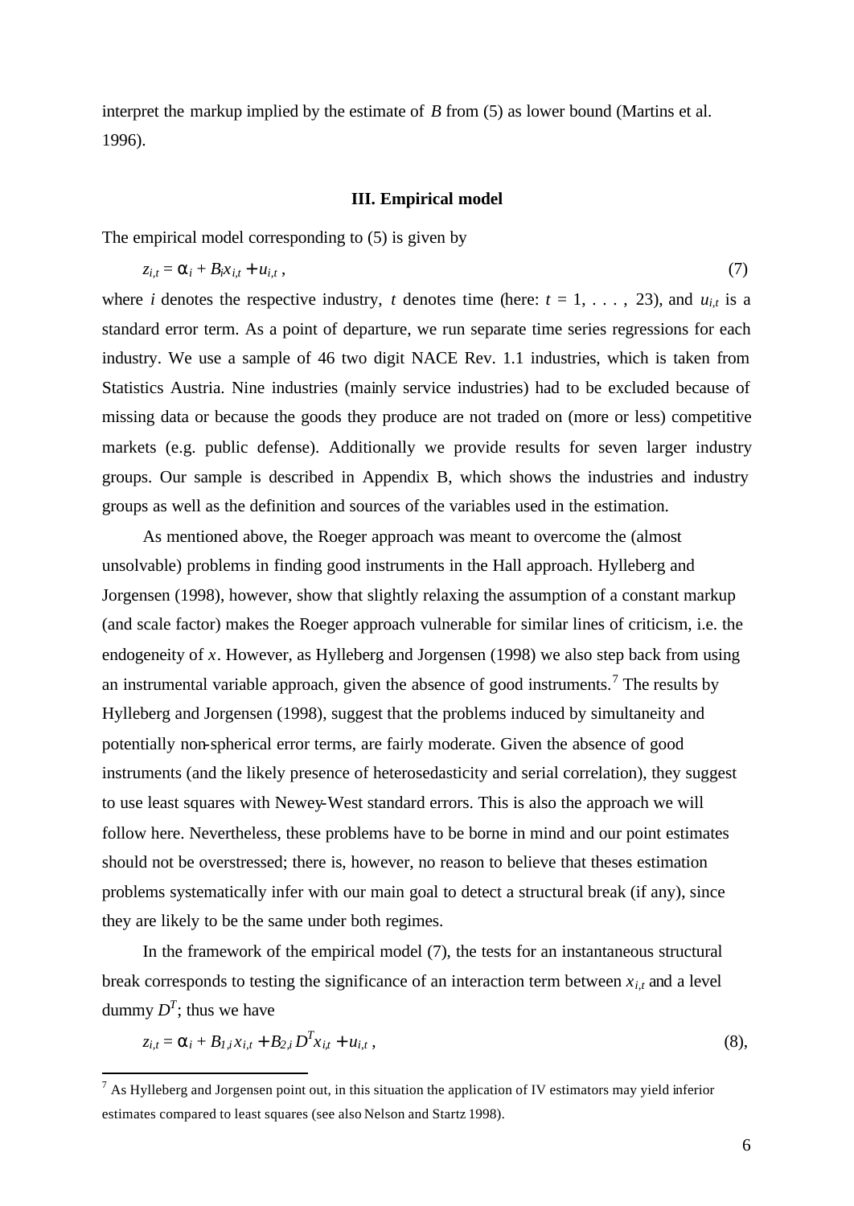interpret the markup implied by the estimate of $B$ from (5) as lower bound (Martins et al. 1996).

### III. Empirical model

The empirical model corresponding to (5) is given by

$$z_{i,t} = \alpha_i + B_i x_{i,t} + u_{i,t}\,, \tag{7}$$

where $i$ denotes the respective industry, $t$ denotes time (here: $t = 1, \ldots, 23$), and $u_{i,t}$ is a standard error term. As a point of departure, we run separate time series regressions for each industry. We use a sample of 46 two digit NACE Rev. 1.1 industries, which is taken from Statistics Austria. Nine industries (mainly service industries) had to be excluded because of missing data or because the goods they produce are not traded on (more or less) competitive markets (e.g. public defense). Additionally we provide results for seven larger industry groups. Our sample is described in Appendix B, which shows the industries and industry groups as well as the definition and sources of the variables used in the estimation.

As mentioned above, the Roeger approach was meant to overcome the (almost unsolvable) problems in finding good instruments in the Hall approach. Hylleberg and Jorgensen (1998), however, show that slightly relaxing the assumption of a constant markup (and scale factor) makes the Roeger approach vulnerable for similar lines of criticism, i.e. the endogeneity of $x$. However, as Hylleberg and Jorgensen (1998) we also step back from using an instrumental variable approach, given the absence of good instruments.[7] The results by Hylleberg and Jorgensen (1998), suggest that the problems induced by simultaneity and potentially non-spherical error terms, are fairly moderate. Given the absence of good instruments (and the likely presence of heterosedasticity and serial correlation), they suggest to use least squares with Newey-West standard errors. This is also the approach we will follow here. Nevertheless, these problems have to be borne in mind and our point estimates should not be overstressed; there is, however, no reason to believe that theses estimation problems systematically infer with our main goal to detect a structural break (if any), since they are likely to be the same under both regimes.

In the framework of the empirical model (7), the tests for an instantaneous structural break corresponds to testing the significance of an interaction term between $x_{i,t}$ and a level dummy $D^T$; thus we have

$$z_{i,t} = \alpha_i + B_{1,i} x_{i,t} + B_{2,i} D^T x_{i,t} + u_{i,t}\,, \tag{8}$$

[7] As Hylleberg and Jorgensen point out, in this situation the application of IV estimators may yield inferior estimates compared to least squares (see also Nelson and Startz 1998).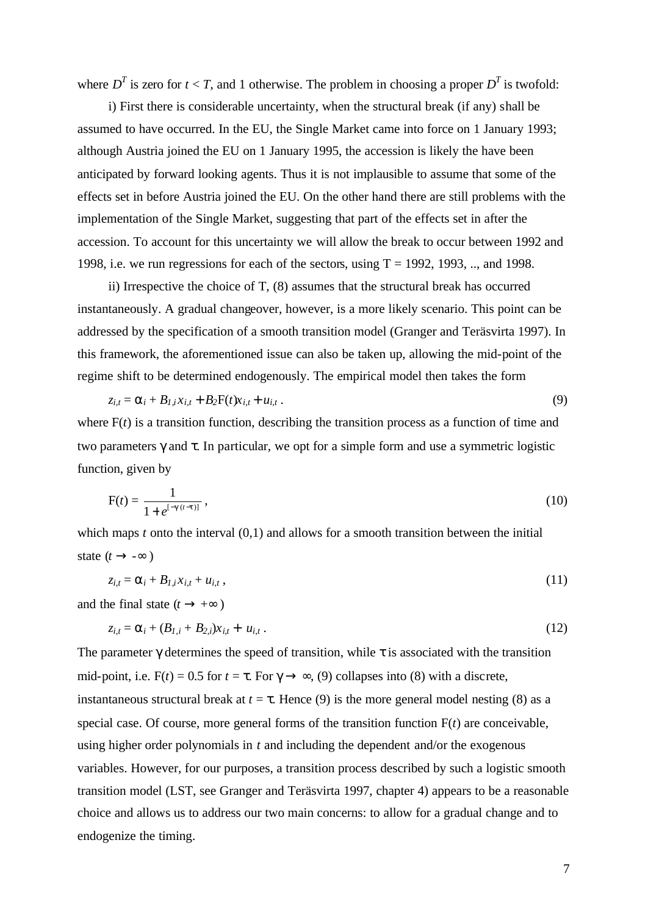where $D^T$ is zero for $t < T$, and 1 otherwise. The problem in choosing a proper $D^T$ is twofold:

i) First there is considerable uncertainty, when the structural break (if any) shall be assumed to have occurred. In the EU, the Single Market came into force on 1 January 1993; although Austria joined the EU on 1 January 1995, the accession is likely the have been anticipated by forward looking agents. Thus it is not implausible to assume that some of the effects set in before Austria joined the EU. On the other hand there are still problems with the implementation of the Single Market, suggesting that part of the effects set in after the accession. To account for this uncertainty we will allow the break to occur between 1992 and 1998, i.e. we run regressions for each of the sectors, using T = 1992, 1993, .., and 1998.

ii) Irrespective the choice of T, (8) assumes that the structural break has occurred instantaneously. A gradual changeover, however, is a more likely scenario. This point can be addressed by the specification of a smooth transition model (Granger and Teräsvirta 1997). In this framework, the aforementioned issue can also be taken up, allowing the mid-point of the regime shift to be determined endogenously. The empirical model then takes the form

$$z_{i,t} = \alpha_i + B_{1,i}x_{i,t} + B_2\mathrm{F}(t)x_{i,t} + u_{i,t}\,. \tag{9}$$

where $\mathrm{F}(t)$ is a transition function, describing the transition process as a function of time and two parameters $\gamma$ and $\tau$. In particular, we opt for a simple form and use a symmetric logistic function, given by

$$\mathrm{F}(t) = \frac{1}{1+e^{[-\gamma(t-\tau)]}}\,, \tag{10}$$

which maps $t$ onto the interval (0,1) and allows for a smooth transition between the initial state ($t \rightarrow -\infty$)

$$z_{i,t} = \alpha_i + B_{1,i}x_{i,t} + u_{i,t}\,, \tag{11}$$

and the final state ($t \rightarrow +\infty$)

$$z_{i,t} = \alpha_i + (B_{1,i} + B_{2,i})x_{i,t} + u_{i,t}\,. \tag{12}$$

The parameter $\gamma$ determines the speed of transition, while $\tau$ is associated with the transition mid-point, i.e. $\mathrm{F}(t) = 0.5$ for $t = \tau$. For $\gamma \rightarrow \infty$, (9) collapses into (8) with a discrete, instantaneous structural break at $t = \tau$. Hence (9) is the more general model nesting (8) as a special case. Of course, more general forms of the transition function $\mathrm{F}(t)$ are conceivable, using higher order polynomials in $t$ and including the dependent and/or the exogenous variables. However, for our purposes, a transition process described by such a logistic smooth transition model (LST, see Granger and Teräsvirta 1997, chapter 4) appears to be a reasonable choice and allows us to address our two main concerns: to allow for a gradual change and to endogenize the timing.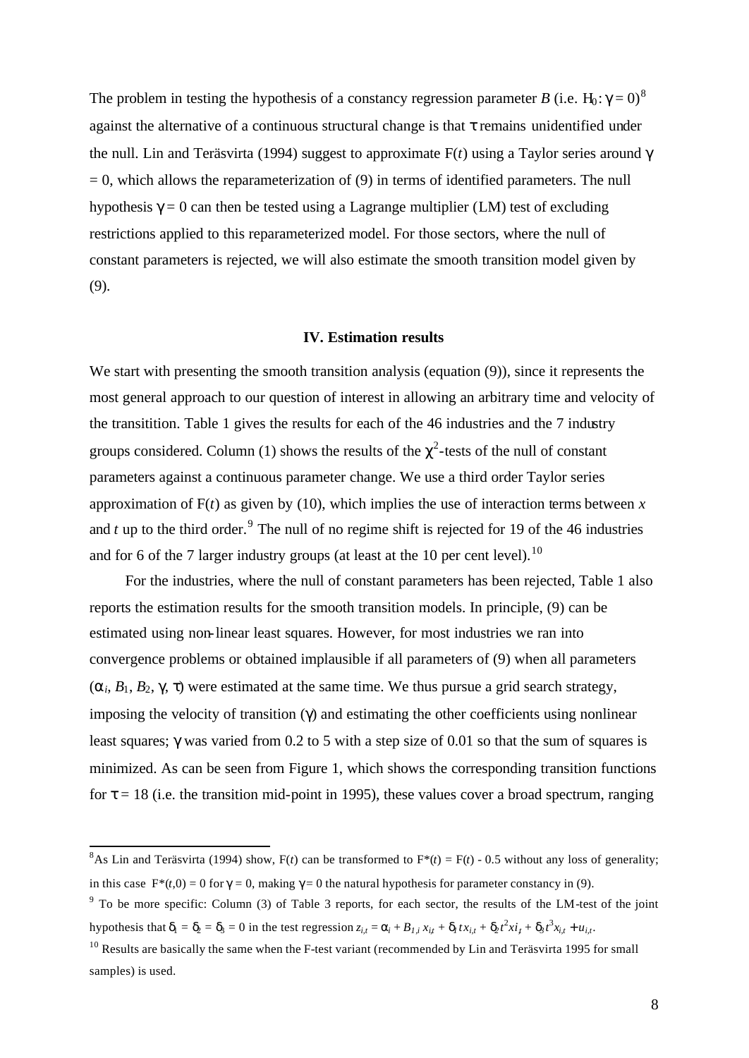The problem in testing the hypothesis of a constancy regression parameter $B$ (i.e. $H_0: \gamma = 0$)[8] against the alternative of a continuous structural change is that $\tau$ remains unidentified under the null. Lin and Teräsvirta (1994) suggest to approximate F($t$) using a Taylor series around $\gamma = 0$, which allows the reparameterization of (9) in terms of identified parameters. The null hypothesis $\gamma = 0$ can then be tested using a Lagrange multiplier (LM) test of excluding restrictions applied to this reparameterized model. For those sectors, where the null of constant parameters is rejected, we will also estimate the smooth transition model given by (9).

### IV. Estimation results

We start with presenting the smooth transition analysis (equation (9)), since it represents the most general approach to our question of interest in allowing an arbitrary time and velocity of the transitition. Table 1 gives the results for each of the 46 industries and the 7 industry groups considered. Column (1) shows the results of the $\chi^2$-tests of the null of constant parameters against a continuous parameter change. We use a third order Taylor series approximation of F($t$) as given by (10), which implies the use of interaction terms between $x$ and $t$ up to the third order.[9] The null of no regime shift is rejected for 19 of the 46 industries and for 6 of the 7 larger industry groups (at least at the 10 per cent level).[10]

For the industries, where the null of constant parameters has been rejected, Table 1 also reports the estimation results for the smooth transition models. In principle, (9) can be estimated using non-linear least squares. However, for most industries we ran into convergence problems or obtained implausible if all parameters of (9) when all parameters ($\alpha_i$, $B_1$, $B_2$, $\gamma$, $\tau$) were estimated at the same time. We thus pursue a grid search strategy, imposing the velocity of transition ($\gamma$) and estimating the other coefficients using nonlinear least squares; $\gamma$ was varied from 0.2 to 5 with a step size of 0.01 so that the sum of squares is minimized. As can be seen from Figure 1, which shows the corresponding transition functions for $\tau = 18$ (i.e. the transition mid-point in 1995), these values cover a broad spectrum, ranging

---

[8] As Lin and Teräsvirta (1994) show, F($t$) can be transformed to F*($t$) = F($t$) - 0.5 without any loss of generality; in this case F*($t$,0) = 0 for $\gamma = 0$, making $\gamma = 0$ the natural hypothesis for parameter constancy in (9).

[9] To be more specific: Column (3) of Table 3 reports, for each sector, the results of the LM-test of the joint hypothesis that $\delta_1 = \delta_2 = \delta_3 = 0$ in the test regression $z_{i,t} = \alpha_i + B_{1,i}\, x_{i,t} + \delta_1 t x_{i,t} + \delta_2 t^2 x i_t + \delta_3 t^3 x_{i,t} + u_{i,t}$.

[10] Results are basically the same when the F-test variant (recommended by Lin and Teräsvirta 1995 for small samples) is used.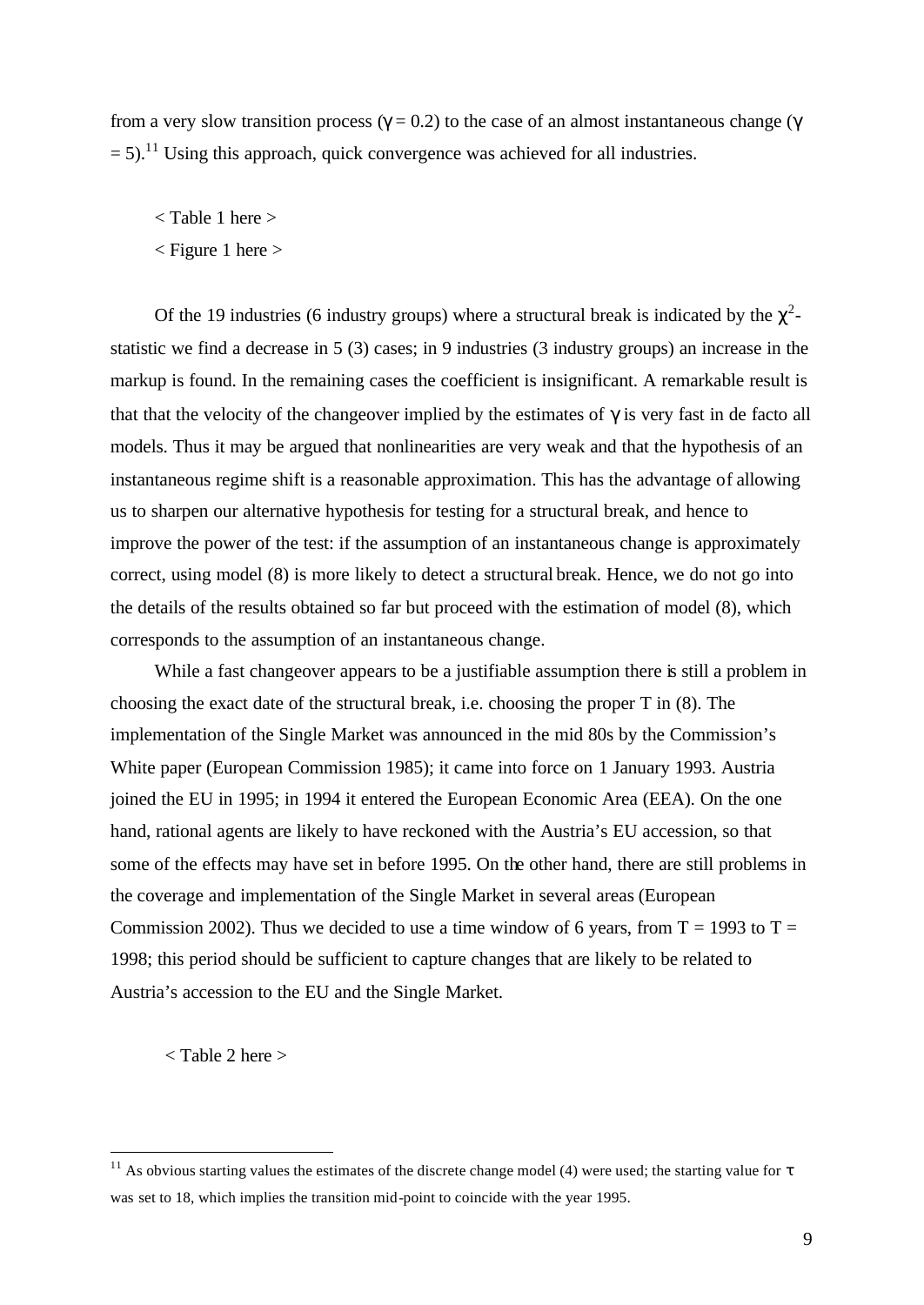from a very slow transition process ($\gamma = 0.2$) to the case of an almost instantaneous change ($\gamma = 5$).[11] Using this approach, quick convergence was achieved for all industries.

< Table 1 here >

< Figure 1 here >

Of the 19 industries (6 industry groups) where a structural break is indicated by the $\chi^2$-statistic we find a decrease in 5 (3) cases; in 9 industries (3 industry groups) an increase in the markup is found. In the remaining cases the coefficient is insignificant. A remarkable result is that that the velocity of the changeover implied by the estimates of $\gamma$ is very fast in de facto all models. Thus it may be argued that nonlinearities are very weak and that the hypothesis of an instantaneous regime shift is a reasonable approximation. This has the advantage of allowing us to sharpen our alternative hypothesis for testing for a structural break, and hence to improve the power of the test: if the assumption of an instantaneous change is approximately correct, using model (8) is more likely to detect a structural break. Hence, we do not go into the details of the results obtained so far but proceed with the estimation of model (8), which corresponds to the assumption of an instantaneous change.

While a fast changeover appears to be a justifiable assumption there is still a problem in choosing the exact date of the structural break, i.e. choosing the proper T in (8). The implementation of the Single Market was announced in the mid 80s by the Commission's White paper (European Commission 1985); it came into force on 1 January 1993. Austria joined the EU in 1995; in 1994 it entered the European Economic Area (EEA). On the one hand, rational agents are likely to have reckoned with the Austria's EU accession, so that some of the effects may have set in before 1995. On the other hand, there are still problems in the coverage and implementation of the Single Market in several areas (European Commission 2002). Thus we decided to use a time window of 6 years, from T = 1993 to T = 1998; this period should be sufficient to capture changes that are likely to be related to Austria's accession to the EU and the Single Market.

< Table 2 here >

[11] As obvious starting values the estimates of the discrete change model (4) were used; the starting value for $\tau$ was set to 18, which implies the transition mid-point to coincide with the year 1995.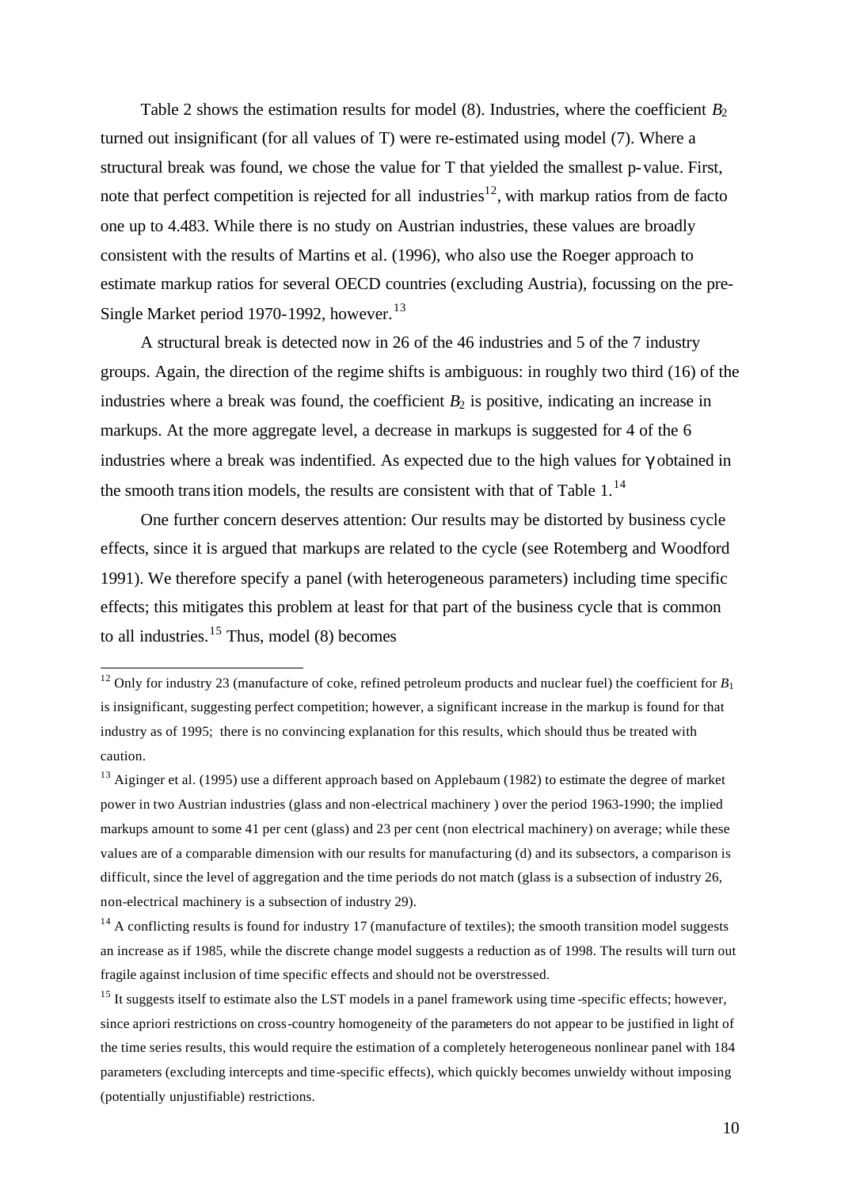Table 2 shows the estimation results for model (8). Industries, where the coefficient $B_2$ turned out insignificant (for all values of T) were re-estimated using model (7). Where a structural break was found, we chose the value for T that yielded the smallest p-value. First, note that perfect competition is rejected for all industries[12], with markup ratios from de facto one up to 4.483. While there is no study on Austrian industries, these values are broadly consistent with the results of Martins et al. (1996), who also use the Roeger approach to estimate markup ratios for several OECD countries (excluding Austria), focussing on the pre-Single Market period 1970-1992, however.[13]

A structural break is detected now in 26 of the 46 industries and 5 of the 7 industry groups. Again, the direction of the regime shifts is ambiguous: in roughly two third (16) of the industries where a break was found, the coefficient $B_2$ is positive, indicating an increase in markups. At the more aggregate level, a decrease in markups is suggested for 4 of the 6 industries where a break was indentified. As expected due to the high values for $\gamma$ obtained in the smooth transition models, the results are consistent with that of Table 1.[14]

One further concern deserves attention: Our results may be distorted by business cycle effects, since it is argued that markups are related to the cycle (see Rotemberg and Woodford 1991). We therefore specify a panel (with heterogeneous parameters) including time specific effects; this mitigates this problem at least for that part of the business cycle that is common to all industries.[15] Thus, model (8) becomes

---

[12] Only for industry 23 (manufacture of coke, refined petroleum products and nuclear fuel) the coefficient for $B_1$ is insignificant, suggesting perfect competition; however, a significant increase in the markup is found for that industry as of 1995; there is no convincing explanation for this results, which should thus be treated with caution.

[13] Aiginger et al. (1995) use a different approach based on Applebaum (1982) to estimate the degree of market power in two Austrian industries (glass and non-electrical machinery ) over the period 1963-1990; the implied markups amount to some 41 per cent (glass) and 23 per cent (non electrical machinery) on average; while these values are of a comparable dimension with our results for manufacturing (d) and its subsectors, a comparison is difficult, since the level of aggregation and the time periods do not match (glass is a subsection of industry 26, non-electrical machinery is a subsection of industry 29).

[14] A conflicting results is found for industry 17 (manufacture of textiles); the smooth transition model suggests an increase as if 1985, while the discrete change model suggests a reduction as of 1998. The results will turn out fragile against inclusion of time specific effects and should not be overstressed.

[15] It suggests itself to estimate also the LST models in a panel framework using time-specific effects; however, since apriori restrictions on cross-country homogeneity of the parameters do not appear to be justified in light of the time series results, this would require the estimation of a completely heterogeneous nonlinear panel with 184 parameters (excluding intercepts and time-specific effects), which quickly becomes unwieldy without imposing (potentially unjustifiable) restrictions.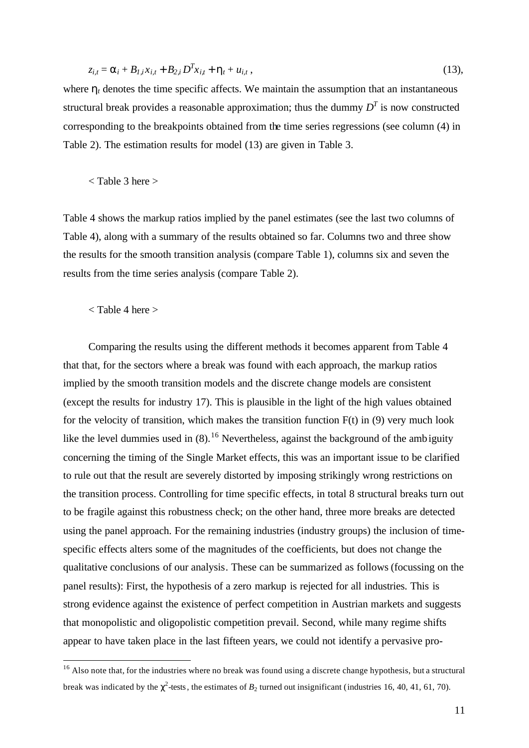$$z_{i,t} = \alpha_i + B_{1,i} x_{i,t} + B_{2,i} D^T x_{i,t} + \eta_t + u_{i,t}\,, \tag{13}$$

where $\eta_t$ denotes the time specific affects. We maintain the assumption that an instantaneous structural break provides a reasonable approximation; thus the dummy $D^T$ is now constructed corresponding to the breakpoints obtained from the time series regressions (see column (4) in Table 2). The estimation results for model (13) are given in Table 3.

< Table 3 here >

Table 4 shows the markup ratios implied by the panel estimates (see the last two columns of Table 4), along with a summary of the results obtained so far. Columns two and three show the results for the smooth transition analysis (compare Table 1), columns six and seven the results from the time series analysis (compare Table 2).

< Table 4 here >

Comparing the results using the different methods it becomes apparent from Table 4 that that, for the sectors where a break was found with each approach, the markup ratios implied by the smooth transition models and the discrete change models are consistent (except the results for industry 17). This is plausible in the light of the high values obtained for the velocity of transition, which makes the transition function F(t) in (9) very much look like the level dummies used in (8).[16] Nevertheless, against the background of the ambiguity concerning the timing of the Single Market effects, this was an important issue to be clarified to rule out that the result are severely distorted by imposing strikingly wrong restrictions on the transition process. Controlling for time specific effects, in total 8 structural breaks turn out to be fragile against this robustness check; on the other hand, three more breaks are detected using the panel approach. For the remaining industries (industry groups) the inclusion of time-specific effects alters some of the magnitudes of the coefficients, but does not change the qualitative conclusions of our analysis. These can be summarized as follows (focussing on the panel results): First, the hypothesis of a zero markup is rejected for all industries. This is strong evidence against the existence of perfect competition in Austrian markets and suggests that monopolistic and oligopolistic competition prevail. Second, while many regime shifts appear to have taken place in the last fifteen years, we could not identify a pervasive pro-

[16] Also note that, for the industries where no break was found using a discrete change hypothesis, but a structural break was indicated by the $\chi^2$-tests, the estimates of $B_2$ turned out insignificant (industries 16, 40, 41, 61, 70).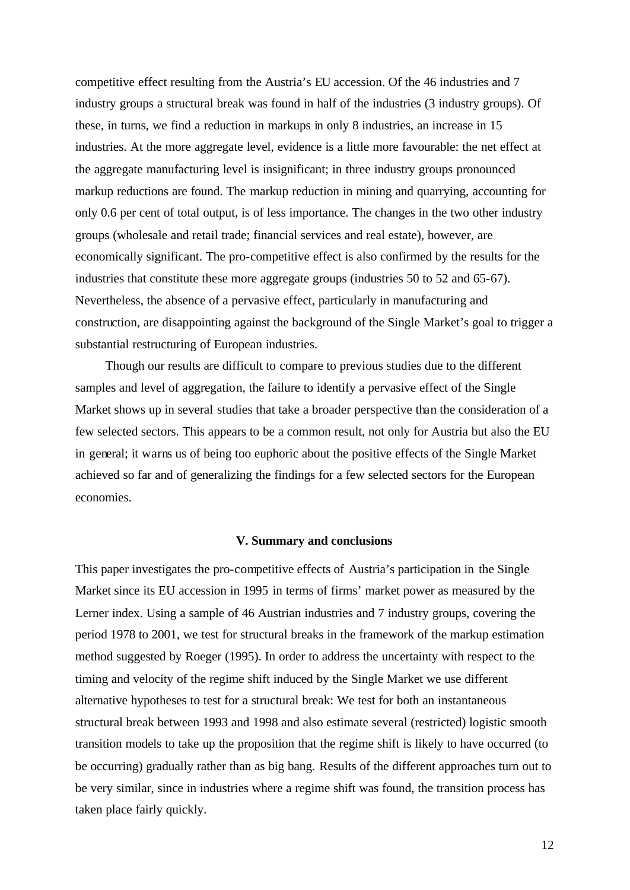competitive effect resulting from the Austria's EU accession. Of the 46 industries and 7 industry groups a structural break was found in half of the industries (3 industry groups). Of these, in turns, we find a reduction in markups in only 8 industries, an increase in 15 industries. At the more aggregate level, evidence is a little more favourable: the net effect at the aggregate manufacturing level is insignificant; in three industry groups pronounced markup reductions are found. The markup reduction in mining and quarrying, accounting for only 0.6 per cent of total output, is of less importance. The changes in the two other industry groups (wholesale and retail trade; financial services and real estate), however, are economically significant. The pro-competitive effect is also confirmed by the results for the industries that constitute these more aggregate groups (industries 50 to 52 and 65-67). Nevertheless, the absence of a pervasive effect, particularly in manufacturing and construction, are disappointing against the background of the Single Market's goal to trigger a substantial restructuring of European industries.

Though our results are difficult to compare to previous studies due to the different samples and level of aggregation, the failure to identify a pervasive effect of the Single Market shows up in several studies that take a broader perspective than the consideration of a few selected sectors. This appears to be a common result, not only for Austria but also the EU in general; it warns us of being too euphoric about the positive effects of the Single Market achieved so far and of generalizing the findings for a few selected sectors for the European economies.

## V. Summary and conclusions

This paper investigates the pro-competitive effects of Austria's participation in the Single Market since its EU accession in 1995 in terms of firms' market power as measured by the Lerner index. Using a sample of 46 Austrian industries and 7 industry groups, covering the period 1978 to 2001, we test for structural breaks in the framework of the markup estimation method suggested by Roeger (1995). In order to address the uncertainty with respect to the timing and velocity of the regime shift induced by the Single Market we use different alternative hypotheses to test for a structural break: We test for both an instantaneous structural break between 1993 and 1998 and also estimate several (restricted) logistic smooth transition models to take up the proposition that the regime shift is likely to have occurred (to be occurring) gradually rather than as big bang. Results of the different approaches turn out to be very similar, since in industries where a regime shift was found, the transition process has taken place fairly quickly.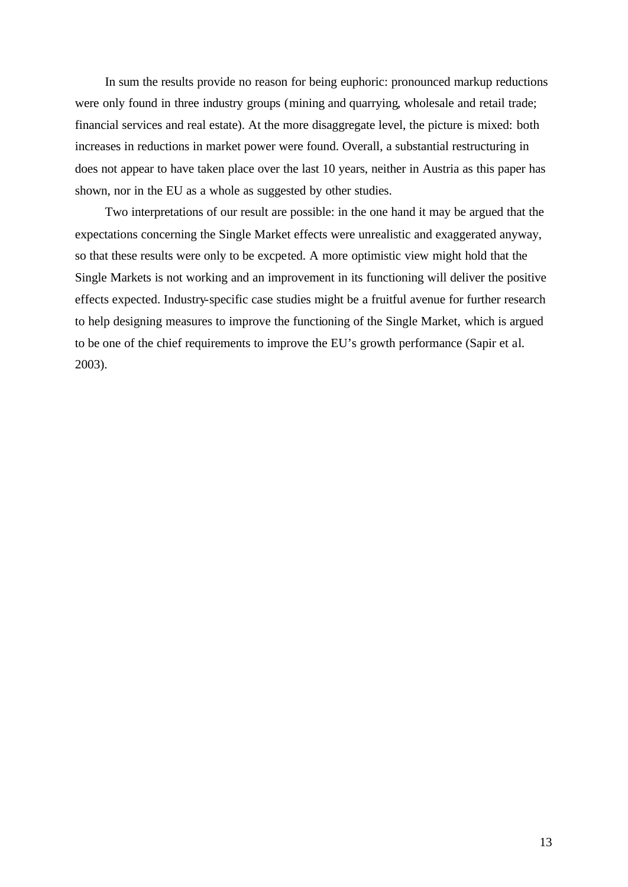In sum the results provide no reason for being euphoric: pronounced markup reductions were only found in three industry groups (mining and quarrying, wholesale and retail trade; financial services and real estate). At the more disaggregate level, the picture is mixed: both increases in reductions in market power were found. Overall, a substantial restructuring in does not appear to have taken place over the last 10 years, neither in Austria as this paper has shown, nor in the EU as a whole as suggested by other studies.

Two interpretations of our result are possible: in the one hand it may be argued that the expectations concerning the Single Market effects were unrealistic and exaggerated anyway, so that these results were only to be excpeted. A more optimistic view might hold that the Single Markets is not working and an improvement in its functioning will deliver the positive effects expected. Industry-specific case studies might be a fruitful avenue for further research to help designing measures to improve the functioning of the Single Market, which is argued to be one of the chief requirements to improve the EU's growth performance (Sapir et al. 2003).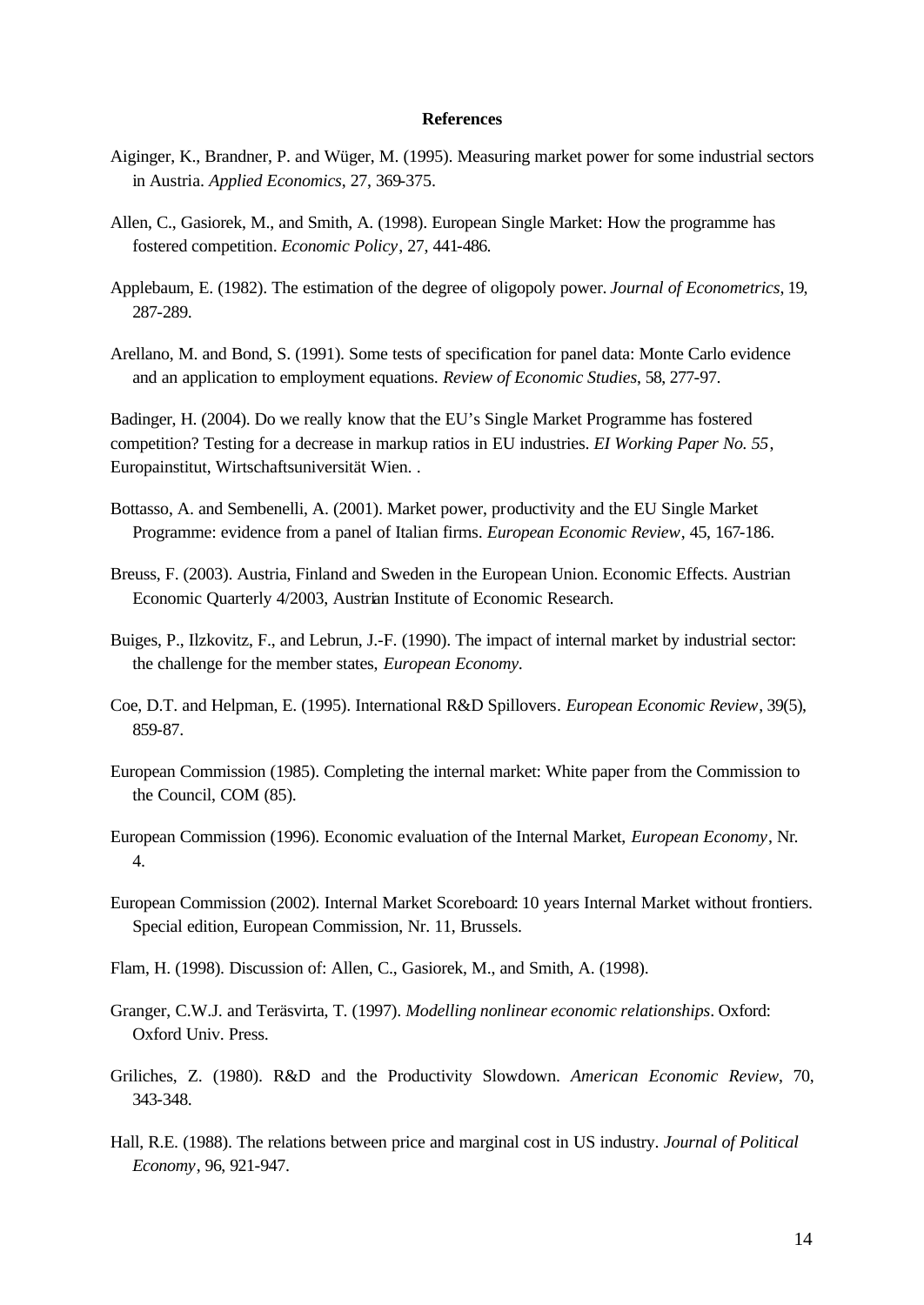## References

Aiginger, K., Brandner, P. and Wüger, M. (1995). Measuring market power for some industrial sectors in Austria. *Applied Economics*, 27, 369-375.

Allen, C., Gasiorek, M., and Smith, A. (1998). European Single Market: How the programme has fostered competition. *Economic Policy*, 27, 441-486.

Applebaum, E. (1982). The estimation of the degree of oligopoly power. *Journal of Econometrics*, 19, 287-289.

Arellano, M. and Bond, S. (1991). Some tests of specification for panel data: Monte Carlo evidence and an application to employment equations. *Review of Economic Studies*, 58, 277-97.

Badinger, H. (2004). Do we really know that the EU's Single Market Programme has fostered competition? Testing for a decrease in markup ratios in EU industries. *EI Working Paper No. 55*, Europainstitut, Wirtschaftsuniversität Wien. .

Bottasso, A. and Sembenelli, A. (2001). Market power, productivity and the EU Single Market Programme: evidence from a panel of Italian firms. *European Economic Review*, 45, 167-186.

Breuss, F. (2003). Austria, Finland and Sweden in the European Union. Economic Effects. Austrian Economic Quarterly 4/2003, Austrian Institute of Economic Research.

Buiges, P., Ilzkovitz, F., and Lebrun, J.-F. (1990). The impact of internal market by industrial sector: the challenge for the member states, *European Economy*.

Coe, D.T. and Helpman, E. (1995). International R&D Spillovers. *European Economic Review*, 39(5), 859-87.

European Commission (1985). Completing the internal market: White paper from the Commission to the Council, COM (85).

European Commission (1996). Economic evaluation of the Internal Market, *European Economy*, Nr. 4.

European Commission (2002). Internal Market Scoreboard: 10 years Internal Market without frontiers. Special edition, European Commission, Nr. 11, Brussels.

Flam, H. (1998). Discussion of: Allen, C., Gasiorek, M., and Smith, A. (1998).

Granger, C.W.J. and Teräsvirta, T. (1997). *Modelling nonlinear economic relationships*. Oxford: Oxford Univ. Press.

Griliches, Z. (1980). R&D and the Productivity Slowdown. *American Economic Review*, 70, 343-348.

Hall, R.E. (1988). The relations between price and marginal cost in US industry. *Journal of Political Economy*, 96, 921-947.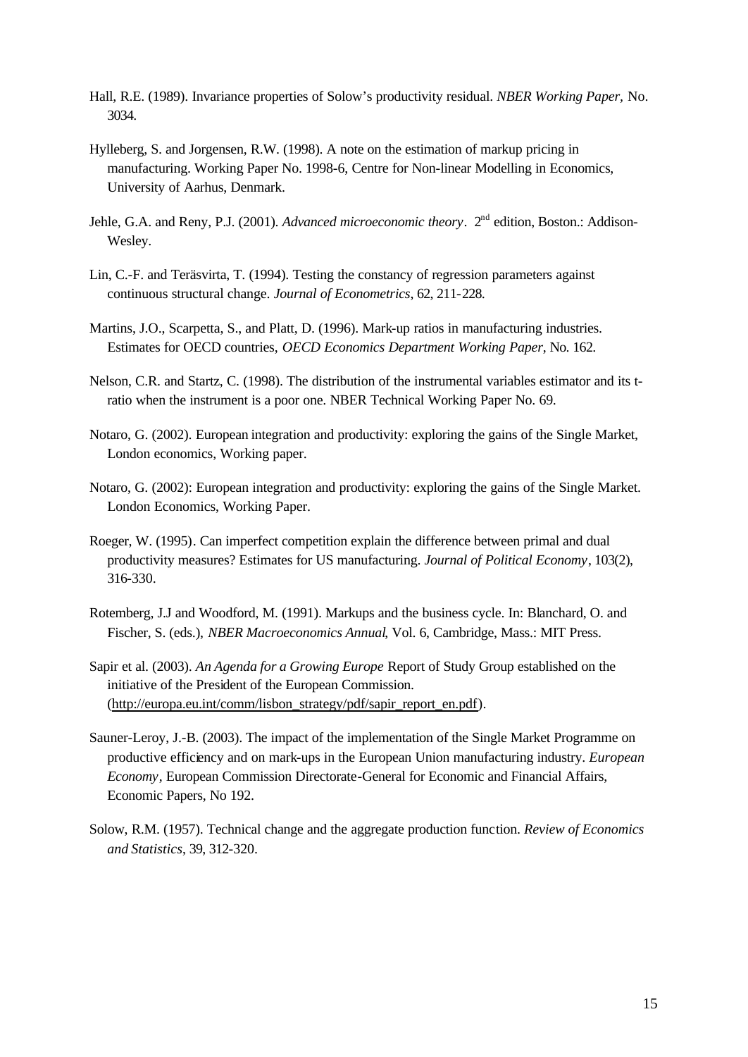Hall, R.E. (1989). Invariance properties of Solow's productivity residual. *NBER Working Paper*, No. 3034.

Hylleberg, S. and Jorgensen, R.W. (1998). A note on the estimation of markup pricing in manufacturing. Working Paper No. 1998-6, Centre for Non-linear Modelling in Economics, University of Aarhus, Denmark.

Jehle, G.A. and Reny, P.J. (2001). *Advanced microeconomic theory*. 2nd edition, Boston.: Addison-Wesley.

Lin, C.-F. and Teräsvirta, T. (1994). Testing the constancy of regression parameters against continuous structural change. *Journal of Econometrics*, 62, 211-228.

Martins, J.O., Scarpetta, S., and Platt, D. (1996). Mark-up ratios in manufacturing industries. Estimates for OECD countries, *OECD Economics Department Working Paper*, No. 162.

Nelson, C.R. and Startz, C. (1998). The distribution of the instrumental variables estimator and its t-ratio when the instrument is a poor one. NBER Technical Working Paper No. 69.

Notaro, G. (2002). European integration and productivity: exploring the gains of the Single Market, London economics, Working paper.

Notaro, G. (2002): European integration and productivity: exploring the gains of the Single Market. London Economics, Working Paper.

Roeger, W. (1995). Can imperfect competition explain the difference between primal and dual productivity measures? Estimates for US manufacturing. *Journal of Political Economy*, 103(2), 316-330.

Rotemberg, J.J and Woodford, M. (1991). Markups and the business cycle. In: Blanchard, O. and Fischer, S. (eds.), *NBER Macroeconomics Annual*, Vol. 6, Cambridge, Mass.: MIT Press.

Sapir et al. (2003). *An Agenda for a Growing Europe* Report of Study Group established on the initiative of the President of the European Commission. (http://europa.eu.int/comm/lisbon_strategy/pdf/sapir_report_en.pdf).

Sauner-Leroy, J.-B. (2003). The impact of the implementation of the Single Market Programme on productive efficiency and on mark-ups in the European Union manufacturing industry. *European Economy*, European Commission Directorate-General for Economic and Financial Affairs, Economic Papers, No 192.

Solow, R.M. (1957). Technical change and the aggregate production function. *Review of Economics and Statistics*, 39, 312-320.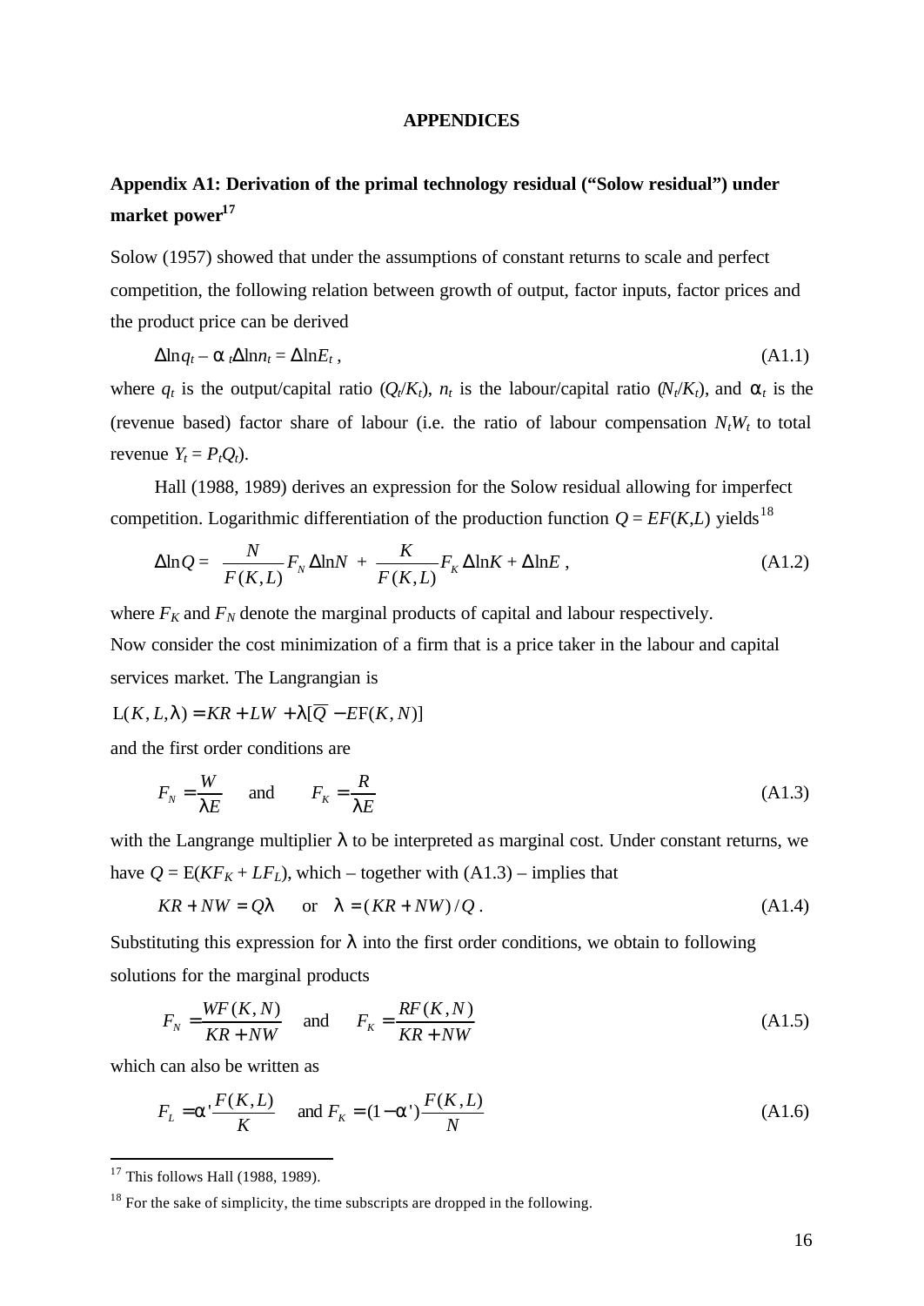**APPENDICES**

## Appendix A1: Derivation of the primal technology residual ("Solow residual") under market power[17]

Solow (1957) showed that under the assumptions of constant returns to scale and perfect competition, the following relation between growth of output, factor inputs, factor prices and the product price can be derived

$$\Delta \ln q_t - \alpha_t \Delta \ln n_t = \Delta \ln E_t \,, \tag{A1.1}$$

where $q_t$ is the output/capital ratio ($Q_t/K_t$), $n_t$ is the labour/capital ratio ($N_t/K_t$), and $\alpha_t$ is the (revenue based) factor share of labour (i.e. the ratio of labour compensation $N_tW_t$ to total revenue $Y_t = P_tQ_t$).

Hall (1988, 1989) derives an expression for the Solow residual allowing for imperfect competition. Logarithmic differentiation of the production function $Q = EF(K,L)$ yields[18]

$$\Delta \ln Q = \frac{N}{F(K,L)} F_N \Delta \ln N + \frac{K}{F(K,L)} F_K \Delta \ln K + \Delta \ln E \,, \tag{A1.2}$$

where $F_K$ and $F_N$ denote the marginal products of capital and labour respectively.
Now consider the cost minimization of a firm that is a price taker in the labour and capital services market. The Langrangian is

$$\mathrm{L}(K, L, \lambda) = KR + LW + \lambda[\overline{Q} - E\mathrm{F}(K, N)]$$

and the first order conditions are

$$F_N = \frac{W}{\lambda E} \quad \text{and} \quad F_K = \frac{R}{\lambda E} \tag{A1.3}$$

with the Langrange multiplier $\lambda$ to be interpreted as marginal cost. Under constant returns, we have $Q = \mathrm{E}(KF_K + LF_L)$, which – together with (A1.3) – implies that

$$KR + NW = Q\lambda \quad \text{or} \quad \lambda = (KR + NW)/Q \,. \tag{A1.4}$$

Substituting this expression for $\lambda$ into the first order conditions, we obtain to following solutions for the marginal products

$$F_N = \frac{WF(K,N)}{KR + NW} \quad \text{and} \quad F_K = \frac{RF(K,N)}{KR + NW} \tag{A1.5}$$

which can also be written as

$$F_L = \alpha' \frac{F(K,L)}{K} \quad \text{and } F_K = (1-\alpha') \frac{F(K,L)}{N} \tag{A1.6}$$

[17] This follows Hall (1988, 1989).

[18] For the sake of simplicity, the time subscripts are dropped in the following.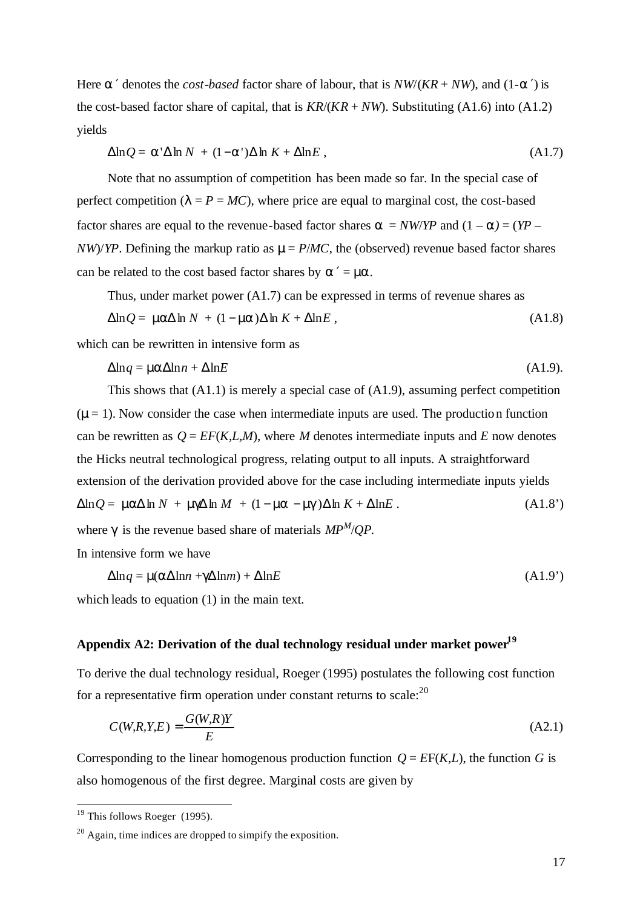Here $\alpha'$ denotes the *cost-based* factor share of labour, that is $NW/(KR + NW)$, and $(1-\alpha')$ is the cost-based factor share of capital, that is $KR/(KR + NW)$. Substituting (A1.6) into (A1.2) yields

$$\Delta \ln Q = \alpha' \Delta \ln N + (1-\alpha') \Delta \ln K + \Delta \ln E \,, \tag{A1.7}$$

Note that no assumption of competition has been made so far. In the special case of perfect competition ($\lambda = P = MC$), where price are equal to marginal cost, the cost-based factor shares are equal to the revenue-based factor shares $\alpha = NW/YP$ and $(1 - \alpha) = (YP - NW)/YP$. Defining the markup ratio as $\mu = P/MC$, the (observed) revenue based factor shares can be related to the cost based factor shares by $\alpha' = \mu\alpha$.

Thus, under market power (A1.7) can be expressed in terms of revenue shares as

$$\Delta \ln Q = \mu\alpha \Delta \ln N + (1-\mu\alpha) \Delta \ln K + \Delta \ln E \,, \tag{A1.8}$$

which can be rewritten in intensive form as

$$\Delta \ln q = \mu\alpha \Delta \ln n + \Delta \ln E \tag{A1.9}$$

This shows that (A1.1) is merely a special case of (A1.9), assuming perfect competition ($\mu = 1$). Now consider the case when intermediate inputs are used. The production function can be rewritten as $Q = EF(K,L,M)$, where $M$ denotes intermediate inputs and $E$ now denotes the Hicks neutral technological progress, relating output to all inputs. A straightforward extension of the derivation provided above for the case including intermediate inputs yields

$$\Delta \ln Q = \mu\alpha \Delta \ln N + \mu\gamma \Delta \ln M + (1-\mu\alpha - \mu\gamma) \Delta \ln K + \Delta \ln E \,. \tag{A1.8'}$$

where $\gamma$ is the revenue based share of materials $MP^M/QP$.

In intensive form we have

$$\Delta \ln q = \mu(\alpha \Delta \ln n + \gamma \Delta \ln m) + \Delta \ln E \tag{A1.9'}$$

which leads to equation (1) in the main text.

## Appendix A2: Derivation of the dual technology residual under market power[19]

To derive the dual technology residual, Roeger (1995) postulates the following cost function for a representative firm operation under constant returns to scale:[20]

$$C(W,R,Y,E) = \frac{G(W,R)Y}{E} \tag{A2.1}$$

Corresponding to the linear homogenous production function $Q = EF(K,L)$, the function $G$ is also homogenous of the first degree. Marginal costs are given by

[19] This follows Roeger (1995).

[20] Again, time indices are dropped to simpify the exposition.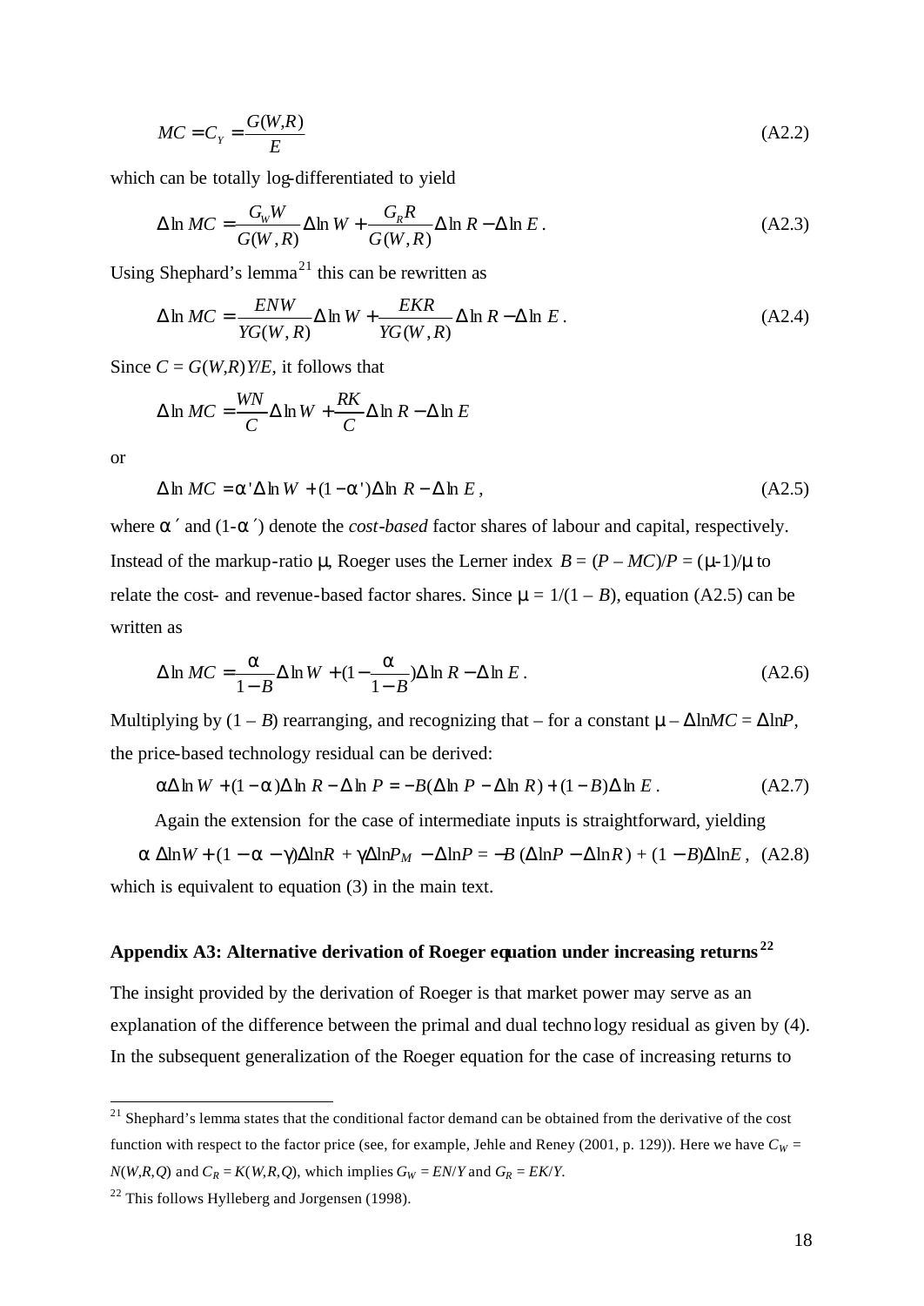$$MC = C_Y = \frac{G(W,R)}{E} \tag{A2.2}$$

which can be totally log-differentiated to yield

$$\Delta \ln MC = \frac{G_W W}{G(W,R)} \Delta \ln W + \frac{G_R R}{G(W,R)} \Delta \ln R - \Delta \ln E . \tag{A2.3}$$

Using Shephard's lemma[21] this can be rewritten as

$$\Delta \ln MC = \frac{ENW}{YG(W,R)} \Delta \ln W + \frac{EKR}{YG(W,R)} \Delta \ln R - \Delta \ln E . \tag{A2.4}$$

Since $C = G(W,R)Y/E$, it follows that

$$\Delta \ln MC = \frac{WN}{C} \Delta \ln W + \frac{RK}{C} \Delta \ln R - \Delta \ln E$$

or

$$\Delta \ln MC = \alpha ' \Delta \ln W + (1 - \alpha ')\Delta \ln R - \Delta \ln E , \tag{A2.5}$$

where $\alpha'$ and $(1-\alpha')$ denote the *cost-based* factor shares of labour and capital, respectively. Instead of the markup-ratio $\mu$, Roeger uses the Lerner index $B = (P - MC)/P = (\mu-1)/\mu$ to relate the cost- and revenue-based factor shares. Since $\mu = 1/(1 - B)$, equation (A2.5) can be written as

$$\Delta \ln MC = \frac{\alpha}{1-B} \Delta \ln W + (1 - \frac{\alpha}{1-B}) \Delta \ln R - \Delta \ln E . \tag{A2.6}$$

Multiplying by $(1 - B)$ rearranging, and recognizing that – for a constant $\mu$ – $\Delta \ln MC = \Delta \ln P$, the price-based technology residual can be derived:

$$\alpha \Delta \ln W + (1 - \alpha)\Delta \ln R - \Delta \ln P = -B(\Delta \ln P - \Delta \ln R) + (1 - B)\Delta \ln E . \tag{A2.7}$$

Again the extension for the case of intermediate inputs is straightforward, yielding

$$\alpha \, \Delta \ln W + (1 - \alpha - \gamma)\Delta \ln R + \gamma \Delta \ln P_M - \Delta \ln P = -B \,(\Delta \ln P - \Delta \ln R) + (1 - B)\Delta \ln E , \tag{A2.8}$$

which is equivalent to equation (3) in the main text.

## Appendix A3: Alternative derivation of Roeger equation under increasing returns[22]

The insight provided by the derivation of Roeger is that market power may serve as an explanation of the difference between the primal and dual technology residual as given by (4). In the subsequent generalization of the Roeger equation for the case of increasing returns to

---

[21] Shephard's lemma states that the conditional factor demand can be obtained from the derivative of the cost function with respect to the factor price (see, for example, Jehle and Reney (2001, p. 129)). Here we have $C_W = N(W,R,Q)$ and $C_R = K(W,R,Q)$, which implies $G_W = EN/Y$ and $G_R = EK/Y$.

[22] This follows Hylleberg and Jorgensen (1998).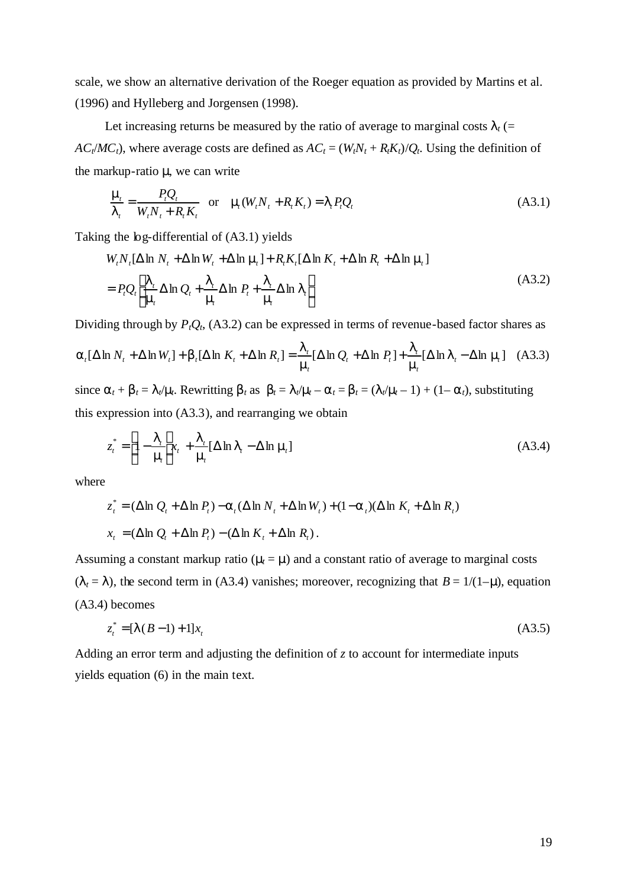scale, we show an alternative derivation of the Roeger equation as provided by Martins et al. (1996) and Hylleberg and Jorgensen (1998).

Let increasing returns be measured by the ratio of average to marginal costs $\lambda_t$ (= $AC_t/MC_t$), where average costs are defined as $AC_t = (W_tN_t + R_tK_t)/Q_t$. Using the definition of the markup-ratio $\mu$, we can write

$$\frac{\mu_t}{\lambda_t} = \frac{P_tQ_t}{W_tN_t + R_tK_t} \quad \text{or} \quad \mu_t(W_tN_t + R_tK_t) = \lambda_t P_tQ_t \tag{A3.1}$$

Taking the log-differential of (A3.1) yields

$$\begin{aligned} &W_tN_t[\Delta \ln N_t + \Delta \ln W_t + \Delta \ln \mu_t] + R_tK_t[\Delta \ln K_t + \Delta \ln R_t + \Delta \ln \mu_t] \\ &= P_tQ_t\left[\frac{\lambda_t}{\mu_t}\Delta \ln Q_t + \frac{\lambda_t}{\mu_t}\Delta \ln P_t + \frac{\lambda_t}{\mu_t}\Delta \ln \lambda_t\right] \end{aligned} \tag{A3.2}$$

Dividing through by $P_tQ_t$, (A3.2) can be expressed in terms of revenue-based factor shares as

$$\alpha_t[\Delta \ln N_t + \Delta \ln W_t] + \beta_t[\Delta \ln K_t + \Delta \ln R_t] = \frac{\lambda_t}{\mu_t}[\Delta \ln Q_t + \Delta \ln P_t] + \frac{\lambda_t}{\mu_t}[\Delta \ln \lambda_t - \Delta \ln \mu_t] \tag{A3.3}$$

since $\alpha_t + \beta_t = \lambda_t/\mu_t$. Rewritting $\beta_t$ as $\beta_t = \lambda_t/\mu_t - \alpha_t = \beta_t = (\lambda_t/\mu_t - 1) + (1 - \alpha_t)$, substituting this expression into (A3.3), and rearranging we obtain

$$z_t^* = \left(1 - \frac{\lambda_t}{\mu_t}\right)x_t + \frac{\lambda_t}{\mu_t}[\Delta \ln \lambda_t - \Delta \ln \mu_t] \tag{A3.4}$$

where

$$z_t^* = (\Delta \ln Q_t + \Delta \ln P_t) - \alpha_t(\Delta \ln N_t + \Delta \ln W_t) + (1 - \alpha_t)(\Delta \ln K_t + \Delta \ln R_t)$$

$$x_t = (\Delta \ln Q_t + \Delta \ln P_t) - (\Delta \ln K_t + \Delta \ln R_t).$$

Assuming a constant markup ratio ($\mu_t = \mu$) and a constant ratio of average to marginal costs ($\lambda_t = \lambda$), the second term in (A3.4) vanishes; moreover, recognizing that $B = 1/(1-\mu)$, equation (A3.4) becomes

$$z_t^* = [\lambda(B - 1) + 1]x_t \tag{A3.5}$$

Adding an error term and adjusting the definition of $z$ to account for intermediate inputs yields equation (6) in the main text.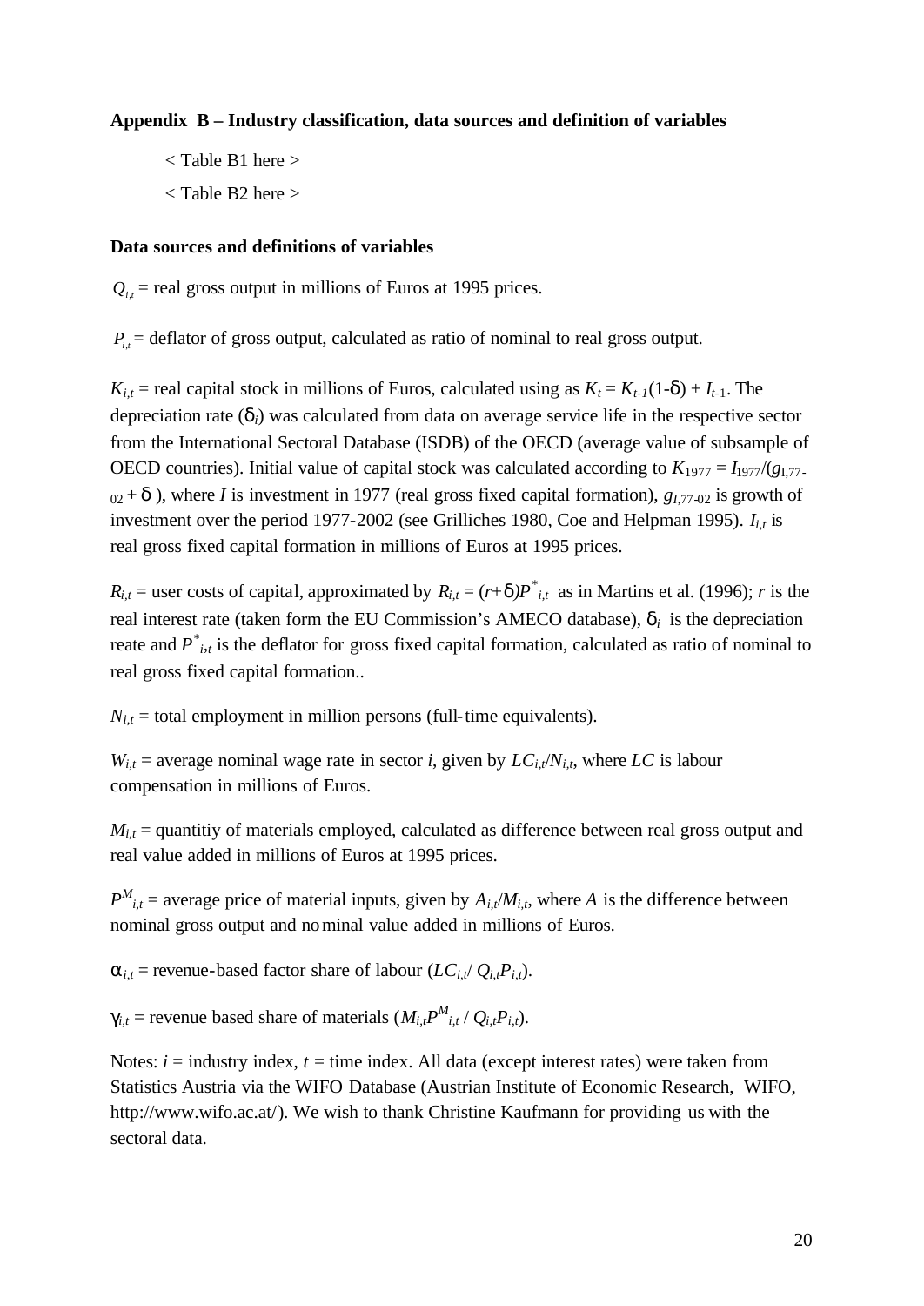**Appendix B – Industry classification, data sources and definition of variables**

< Table B1 here >

< Table B2 here >

**Data sources and definitions of variables**

$Q_{i,t}$ = real gross output in millions of Euros at 1995 prices.

$P_{i,t}$ = deflator of gross output, calculated as ratio of nominal to real gross output.

$K_{i,t}$ = real capital stock in millions of Euros, calculated using as $K_t = K_{t-1}(1-\delta) + I_{t-1}$. The depreciation rate ($\delta_i$) was calculated from data on average service life in the respective sector from the International Sectoral Database (ISDB) of the OECD (average value of subsample of OECD countries). Initial value of capital stock was calculated according to $K_{1977} = I_{1977}/(g_{I,77-02} + \delta)$, where $I$ is investment in 1977 (real gross fixed capital formation), $g_{I,77-02}$ is growth of investment over the period 1977-2002 (see Grilliches 1980, Coe and Helpman 1995). $I_{i,t}$ is real gross fixed capital formation in millions of Euros at 1995 prices.

$R_{i,t}$ = user costs of capital, approximated by $R_{i,t} = (r+\delta)P^*_{i,t}$ as in Martins et al. (1996); $r$ is the real interest rate (taken form the EU Commission's AMECO database), $\delta_i$ is the depreciation reate and $P^*_{i,t}$ is the deflator for gross fixed capital formation, calculated as ratio of nominal to real gross fixed capital formation..

$N_{i,t}$ = total employment in million persons (full-time equivalents).

$W_{i,t}$ = average nominal wage rate in sector $i$, given by $LC_{i,t}/N_{i,t}$, where $LC$ is labour compensation in millions of Euros.

$M_{i,t}$ = quantitiy of materials employed, calculated as difference between real gross output and real value added in millions of Euros at 1995 prices.

$P^M_{i,t}$ = average price of material inputs, given by $A_{i,t}/M_{i,t}$, where $A$ is the difference between nominal gross output and nominal value added in millions of Euros.

$\alpha_{i,t}$ = revenue-based factor share of labour ($LC_{i,t}/ Q_{i,t}P_{i,t}$).

$\gamma_{i,t}$ = revenue based share of materials ($M_{i,t}P^M_{i,t} / Q_{i,t}P_{i,t}$).

Notes: $i$ = industry index, $t$ = time index. All data (except interest rates) were taken from Statistics Austria via the WIFO Database (Austrian Institute of Economic Research, WIFO, http://www.wifo.ac.at/). We wish to thank Christine Kaufmann for providing us with the sectoral data.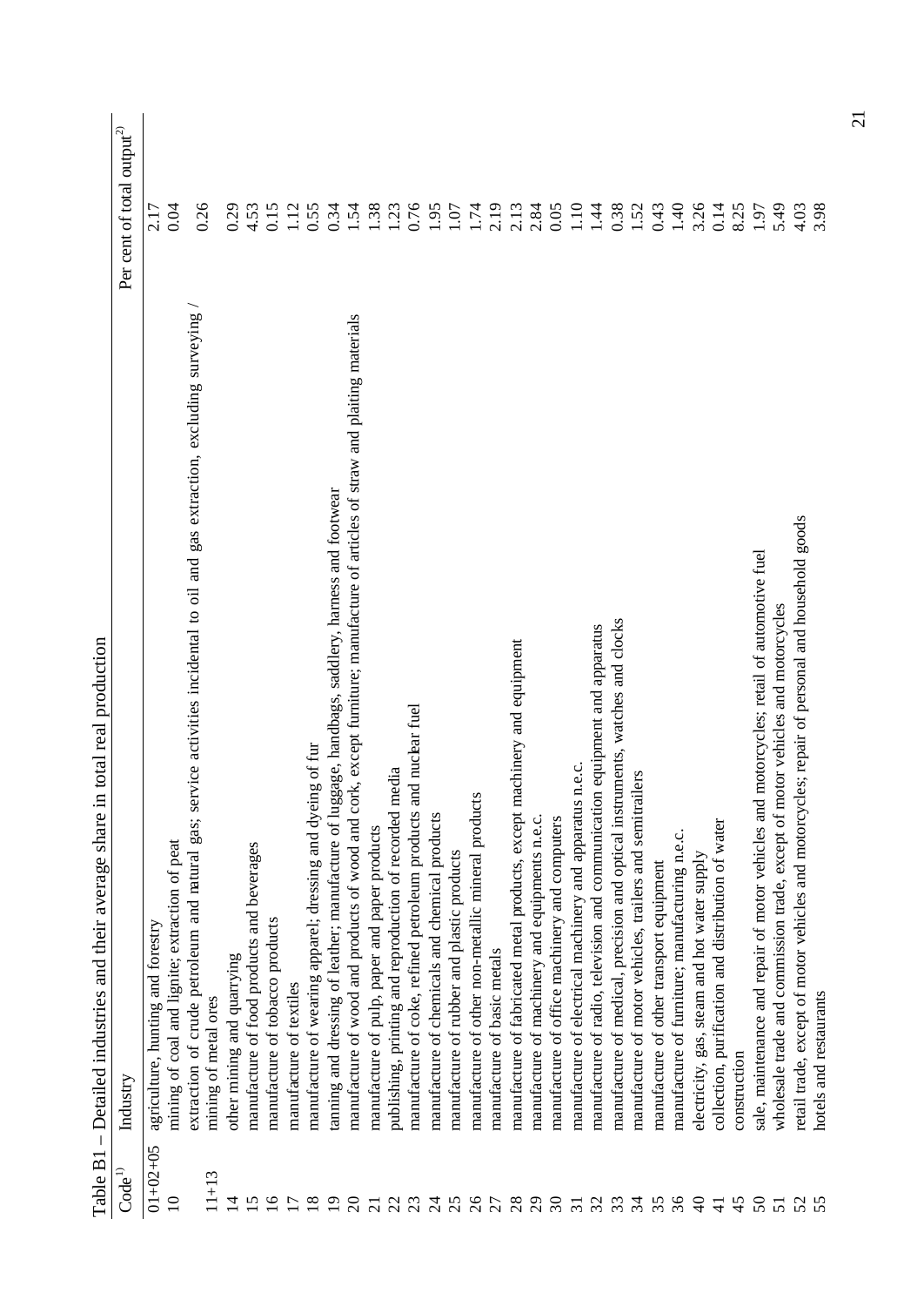Table B1 – Detailed industries and their average share in total real production

| Code[1)] | Industry | Per cent of total output[2)] |
|---|---|---|
| 01+02+05 | agriculture, hunting and forestry | 2.17 |
| 10 | mining of coal and lignite; extraction of peat | 0.04 |
| 11+13 | extraction of crude petroleum and natural gas; service activities incidental to oil and gas extraction, excluding surveying / mining of metal ores | 0.26 |
| 14 | other mining and quarrying | 0.29 |
| 15 | manufacture of food products and beverages | 4.53 |
| 16 | manufacture of tobacco products | 0.15 |
| 17 | manufacture of textiles | 1.12 |
| 18 | manufacture of wearing apparel; dressing and dyeing of fur | 0.55 |
| 19 | tanning and dressing of leather; manufacture of luggage, handbags, saddlery, harness and footwear | 0.34 |
| 20 | manufacture of wood and products of wood and cork, except furniture; manufacture of articles of straw and plaiting materials | 1.54 |
| 21 | manufacture of pulp, paper and paper products | 1.38 |
| 22 | publishing, printing and reproduction of recorded media | 1.23 |
| 23 | manufacture of coke, refined petroleum products and nuclear fuel | 0.76 |
| 24 | manufacture of chemicals and chemical products | 1.95 |
| 25 | manufacture of rubber and plastic products | 1.07 |
| 26 | manufacture of other non-metallic mineral products | 1.74 |
| 27 | manufacture of basic metals | 2.19 |
| 28 | manufacture of fabricated metal products, except machinery and equipment | 2.13 |
| 29 | manufacture of machinery and equipments n.e.c. | 2.84 |
| 30 | manufacture of office machinery and computers | 0.05 |
| 31 | manufacture of electrical machinery and apparatus n.e.c. | 1.10 |
| 32 | manufacture of radio, television and communication equipment and apparatus | 1.44 |
| 33 | manufacture of medical, precision and optical instruments, watches and clocks | 0.38 |
| 34 | manufacture of motor vehicles, trailers and semitrailers | 1.52 |
| 35 | manufacture of other transport equipment | 0.43 |
| 36 | manufacture of furniture; manufacturing n.e.c. | 1.40 |
| 40 | electricity, gas, steam and hot water supply | 3.26 |
| 41 | collection, purification and distribution of water | 0.14 |
| 45 | construction | 8.25 |
| 50 | sale, maintenance and repair of motor vehicles and motorcycles; retail of automotive fuel | 1.97 |
| 51 | wholesale trade and commission trade, except of motor vehicles and motorcycles | 5.49 |
| 52 | retail trade, except of motor vehicles and motorcycles; repair of personal and household goods | 4.03 |
| 55 | hotels and restaurants | 3.98 |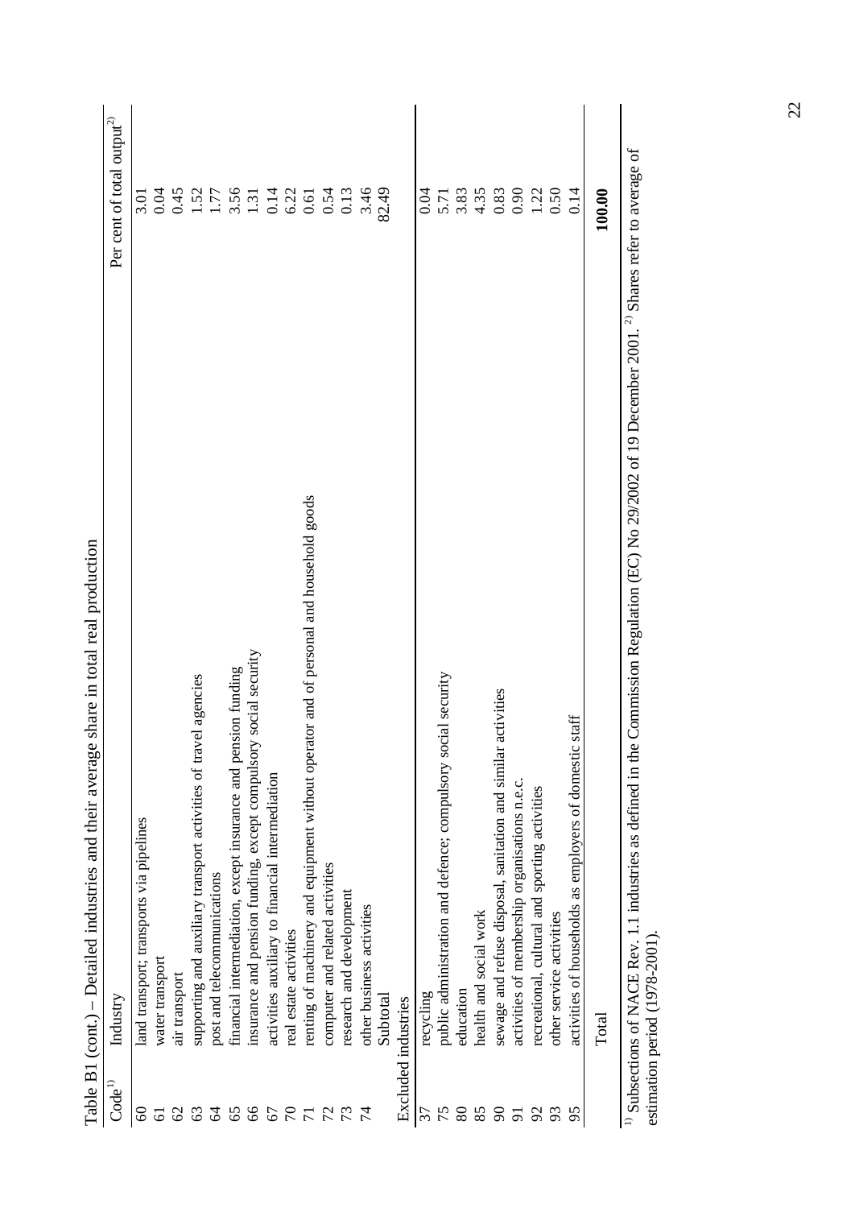Table B1 (cont.) – Detailed industries and their average share in total real production

| Code[1] | Industry | Per cent of total output[2] |
|---|---|---|
| 60 | land transport; transports via pipelines | 3.01 |
| 61 | water transport | 0.04 |
| 62 | air transport | 0.45 |
| 63 | supporting and auxiliary transport activities of travel agencies | 1.52 |
| 64 | post and telecommunications | 1.77 |
| 65 | financial intermediation, except insurance and pension funding | 3.56 |
| 66 | insurance and pension funding, except compulsory social security | 1.31 |
| 67 | activities auxiliary to financial intermediation | 0.14 |
| 70 | real estate activities | 6.22 |
| 71 | renting of machinery and equipment without operator and of personal and household goods | 0.61 |
| 72 | computer and related activities | 0.54 |
| 73 | research and development | 0.13 |
| 74 | other business activities | 3.46 |
| | Subtotal | 82.49 |
| Excluded industries | | |
| 37 | recycling | 0.04 |
| 75 | public administration and defence; compulsory social security | 5.71 |
| 80 | education | 3.83 |
| 85 | health and social work | 4.35 |
| 90 | sewage and refuse disposal, sanitation and similar activities | 0.83 |
| 91 | activities of membership organisations n.e.c. | 0.90 |
| 92 | recreational, cultural and sporting activities | 1.22 |
| 93 | other service activities | 0.50 |
| 95 | activities of households as employers of domestic staff | 0.14 |
| | Total | **100.00** |

[1] Subsections of NACE Rev. 1.1 industries as defined in the Commission Regulation (EC) No 29/2002 of 19 December 2001. [2] Shares refer to average of estimation period (1978-2001).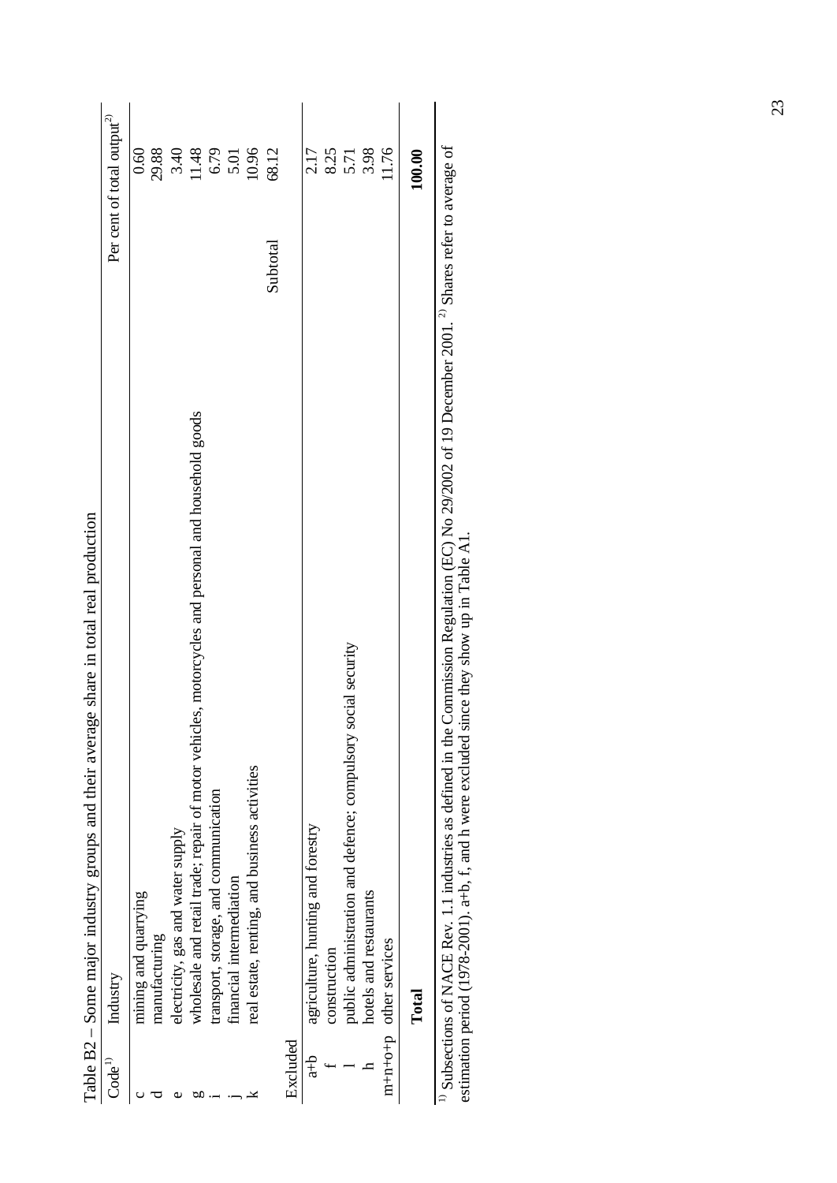Table B2 – Some major industry groups and their average share in total real production

| Code[1] | Industry | Per cent of total output[2] |
|---|---|---|
| c | mining and quarrying | 0.60 |
| d | manufacturing | 29.88 |
| e | electricity, gas and water supply | 3.40 |
| g | wholesale and retail trade; repair of motor vehicles, motorcycles and personal and household goods | 11.48 |
| i | transport, storage, and communication | 6.79 |
| j | financial intermediation | 5.01 |
| k | real estate, renting, and business activities | 10.96 |
| | Subtotal | 68.12 |
| Excluded | | |
| a+b | agriculture, hunting and forestry | 2.17 |
| f | construction | 8.25 |
| l | public administration and defence; compulsory social security | 5.71 |
| h | hotels and restaurants | 3.98 |
| m+n+o+p | other services | 11.76 |
| | **Total** | **100.00** |

[1] Subsections of NACE Rev. 1.1 industries as defined in the Commission Regulation (EC) No 29/2002 of 19 December 2001. [2] Shares refer to average of estimation period (1978-2001). a+b, f, and h were excluded since they show up in Table A1.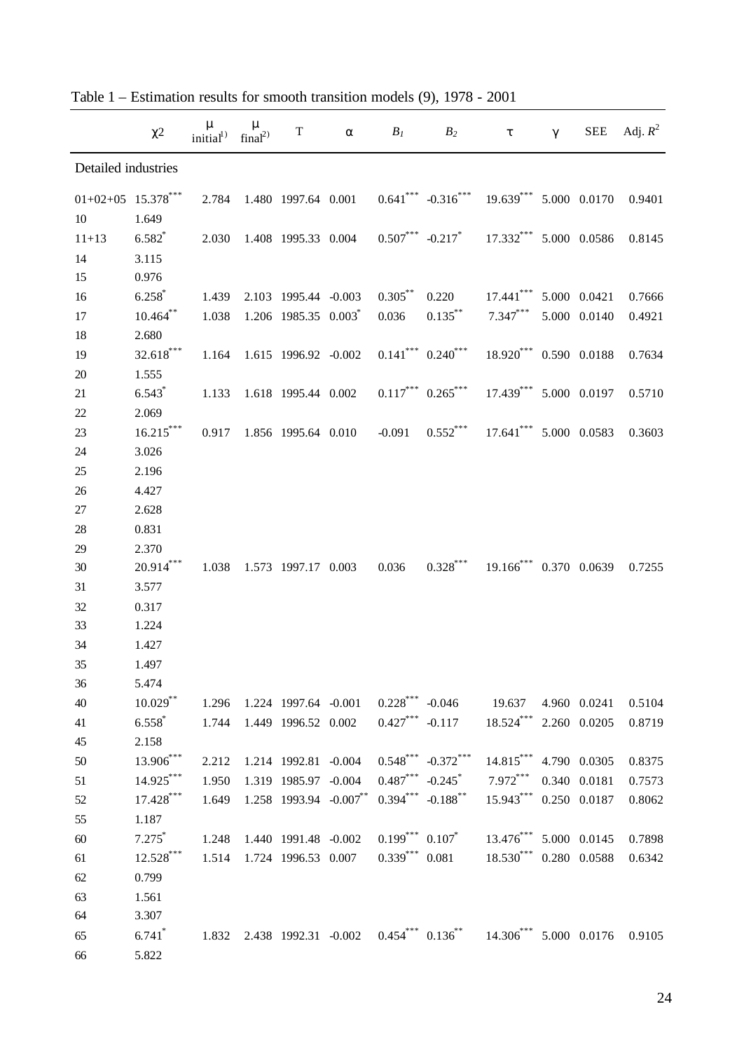Table 1 – Estimation results for smooth transition models (9), 1978 - 2001

| | $\chi 2$ | $\mu$ initial[1)] | $\mu$ final[2)] | T | $\alpha$ | $B_1$ | $B_2$ | $\tau$ | $\gamma$ | SEE | Adj. $R^2$ |
|---|---|---|---|---|---|---|---|---|---|---|---|
| Detailed industries | | | | | | | | | | | |
| 01+02+05 | 15.378$^{***}$ | 2.784 | 1.480 | 1997.64 | 0.001 | 0.641$^{***}$ | -0.316$^{***}$ | 19.639$^{***}$ | 5.000 | 0.0170 | 0.9401 |
| 10 | 1.649 | | | | | | | | | | |
| 11+13 | 6.582$^{*}$ | 2.030 | 1.408 | 1995.33 | 0.004 | 0.507$^{***}$ | -0.217$^{*}$ | 17.332$^{***}$ | 5.000 | 0.0586 | 0.8145 |
| 14 | 3.115 | | | | | | | | | | |
| 15 | 0.976 | | | | | | | | | | |
| 16 | 6.258$^{*}$ | 1.439 | 2.103 | 1995.44 | -0.003 | 0.305$^{**}$ | 0.220 | 17.441$^{***}$ | 5.000 | 0.0421 | 0.7666 |
| 17 | 10.464$^{**}$ | 1.038 | 1.206 | 1985.35 | 0.003$^{*}$ | 0.036 | 0.135$^{**}$ | 7.347$^{***}$ | 5.000 | 0.0140 | 0.4921 |
| 18 | 2.680 | | | | | | | | | | |
| 19 | 32.618$^{***}$ | 1.164 | 1.615 | 1996.92 | -0.002 | 0.141$^{***}$ | 0.240$^{***}$ | 18.920$^{***}$ | 0.590 | 0.0188 | 0.7634 |
| 20 | 1.555 | | | | | | | | | | |
| 21 | 6.543$^{*}$ | 1.133 | 1.618 | 1995.44 | 0.002 | 0.117$^{***}$ | 0.265$^{***}$ | 17.439$^{***}$ | 5.000 | 0.0197 | 0.5710 |
| 22 | 2.069 | | | | | | | | | | |
| 23 | 16.215$^{***}$ | 0.917 | 1.856 | 1995.64 | 0.010 | -0.091 | 0.552$^{***}$ | 17.641$^{***}$ | 5.000 | 0.0583 | 0.3603 |
| 24 | 3.026 | | | | | | | | | | |
| 25 | 2.196 | | | | | | | | | | |
| 26 | 4.427 | | | | | | | | | | |
| 27 | 2.628 | | | | | | | | | | |
| 28 | 0.831 | | | | | | | | | | |
| 29 | 2.370 | | | | | | | | | | |
| 30 | 20.914$^{***}$ | 1.038 | 1.573 | 1997.17 | 0.003 | 0.036 | 0.328$^{***}$ | 19.166$^{***}$ | 0.370 | 0.0639 | 0.7255 |
| 31 | 3.577 | | | | | | | | | | |
| 32 | 0.317 | | | | | | | | | | |
| 33 | 1.224 | | | | | | | | | | |
| 34 | 1.427 | | | | | | | | | | |
| 35 | 1.497 | | | | | | | | | | |
| 36 | 5.474 | | | | | | | | | | |
| 40 | 10.029$^{**}$ | 1.296 | 1.224 | 1997.64 | -0.001 | 0.228$^{***}$ | -0.046 | 19.637 | 4.960 | 0.0241 | 0.5104 |
| 41 | 6.558$^{*}$ | 1.744 | 1.449 | 1996.52 | 0.002 | 0.427$^{***}$ | -0.117 | 18.524$^{***}$ | 2.260 | 0.0205 | 0.8719 |
| 45 | 2.158 | | | | | | | | | | |
| 50 | 13.906$^{***}$ | 2.212 | 1.214 | 1992.81 | -0.004 | 0.548$^{***}$ | -0.372$^{***}$ | 14.815$^{***}$ | 4.790 | 0.0305 | 0.8375 |
| 51 | 14.925$^{***}$ | 1.950 | 1.319 | 1985.97 | -0.004 | 0.487$^{***}$ | -0.245$^{*}$ | 7.972$^{***}$ | 0.340 | 0.0181 | 0.7573 |
| 52 | 17.428$^{***}$ | 1.649 | 1.258 | 1993.94 | -0.007$^{**}$ | 0.394$^{***}$ | -0.188$^{**}$ | 15.943$^{***}$ | 0.250 | 0.0187 | 0.8062 |
| 55 | 1.187 | | | | | | | | | | |
| 60 | 7.275$^{*}$ | 1.248 | 1.440 | 1991.48 | -0.002 | 0.199$^{***}$ | 0.107$^{*}$ | 13.476$^{***}$ | 5.000 | 0.0145 | 0.7898 |
| 61 | 12.528$^{***}$ | 1.514 | 1.724 | 1996.53 | 0.007 | 0.339$^{***}$ | 0.081 | 18.530$^{***}$ | 0.280 | 0.0588 | 0.6342 |
| 62 | 0.799 | | | | | | | | | | |
| 63 | 1.561 | | | | | | | | | | |
| 64 | 3.307 | | | | | | | | | | |
| 65 | 6.741$^{*}$ | 1.832 | 2.438 | 1992.31 | -0.002 | 0.454$^{***}$ | 0.136$^{**}$ | 14.306$^{***}$ | 5.000 | 0.0176 | 0.9105 |
| 66 | 5.822 | | | | | | | | | | |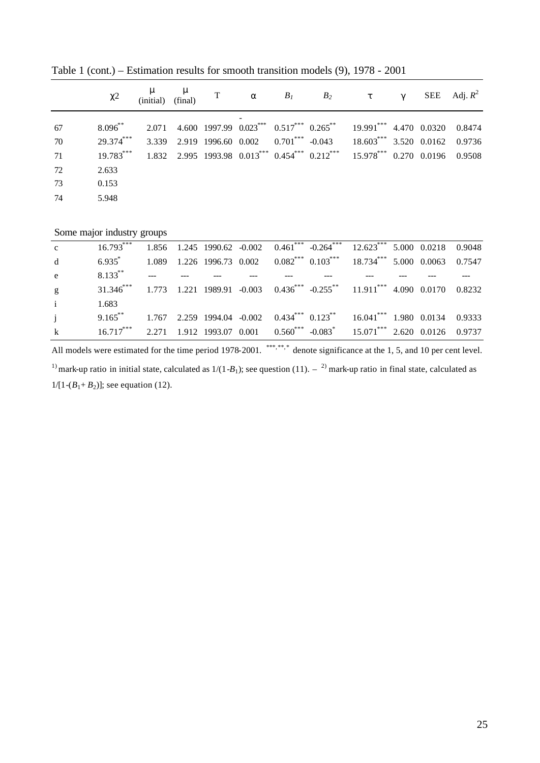Table 1 (cont.) – Estimation results for smooth transition models (9), 1978 - 2001

| | $\chi 2$ | $\mu$ (initial) | $\mu$ (final) | T | $\alpha$ | $B_1$ | $B_2$ | $\tau$ | $\gamma$ | SEE | Adj. $R^2$ |
|---|---|---|---|---|---|---|---|---|---|---|---|
| 67 | $8.096^{**}$ | 2.071 | 4.600 | 1997.99 | $-0.023^{***}$ | $0.517^{***}$ | $0.265^{**}$ | $19.991^{***}$ | 4.470 | 0.0320 | 0.8474 |
| 70 | $29.374^{***}$ | 3.339 | 2.919 | 1996.60 | 0.002 | $0.701^{***}$ | -0.043 | $18.603^{***}$ | 3.520 | 0.0162 | 0.9736 |
| 71 | $19.783^{***}$ | 1.832 | 2.995 | 1993.98 | $0.013^{***}$ | $0.454^{***}$ | $0.212^{***}$ | $15.978^{***}$ | 0.270 | 0.0196 | 0.9508 |
| 72 | 2.633 | | | | | | | | | | |
| 73 | 0.153 | | | | | | | | | | |
| 74 | 5.948 | | | | | | | | | | |
| *Some major industry groups* | | | | | | | | | | | |
| c | $16.793^{***}$ | 1.856 | 1.245 | 1990.62 | -0.002 | $0.461^{***}$ | $-0.264^{***}$ | $12.623^{***}$ | 5.000 | 0.0218 | 0.9048 |
| d | $6.935^{*}$ | 1.089 | 1.226 | 1996.73 | 0.002 | $0.082^{***}$ | $0.103^{***}$ | $18.734^{***}$ | 5.000 | 0.0063 | 0.7547 |
| e | $8.133^{**}$ | --- | --- | --- | --- | --- | --- | --- | --- | --- | --- |
| g | $31.346^{***}$ | 1.773 | 1.221 | 1989.91 | -0.003 | $0.436^{***}$ | $-0.255^{**}$ | $11.911^{***}$ | 4.090 | 0.0170 | 0.8232 |
| i | 1.683 | | | | | | | | | | |
| j | $9.165^{**}$ | 1.767 | 2.259 | 1994.04 | -0.002 | $0.434^{***}$ | $0.123^{**}$ | $16.041^{***}$ | 1.980 | 0.0134 | 0.9333 |
| k | $16.717^{***}$ | 2.271 | 1.912 | 1993.07 | 0.001 | $0.560^{***}$ | $-0.083^{*}$ | $15.071^{***}$ | 2.620 | 0.0126 | 0.9737 |

All models were estimated for the time period 1978-2001. ***, **, * denote significance at the 1, 5, and 10 per cent level.

1) mark-up ratio in initial state, calculated as $1/(1-B_1)$; see question (11). – 2) mark-up ratio in final state, calculated as $1/[1-(B_1+B_2)]$; see equation (12).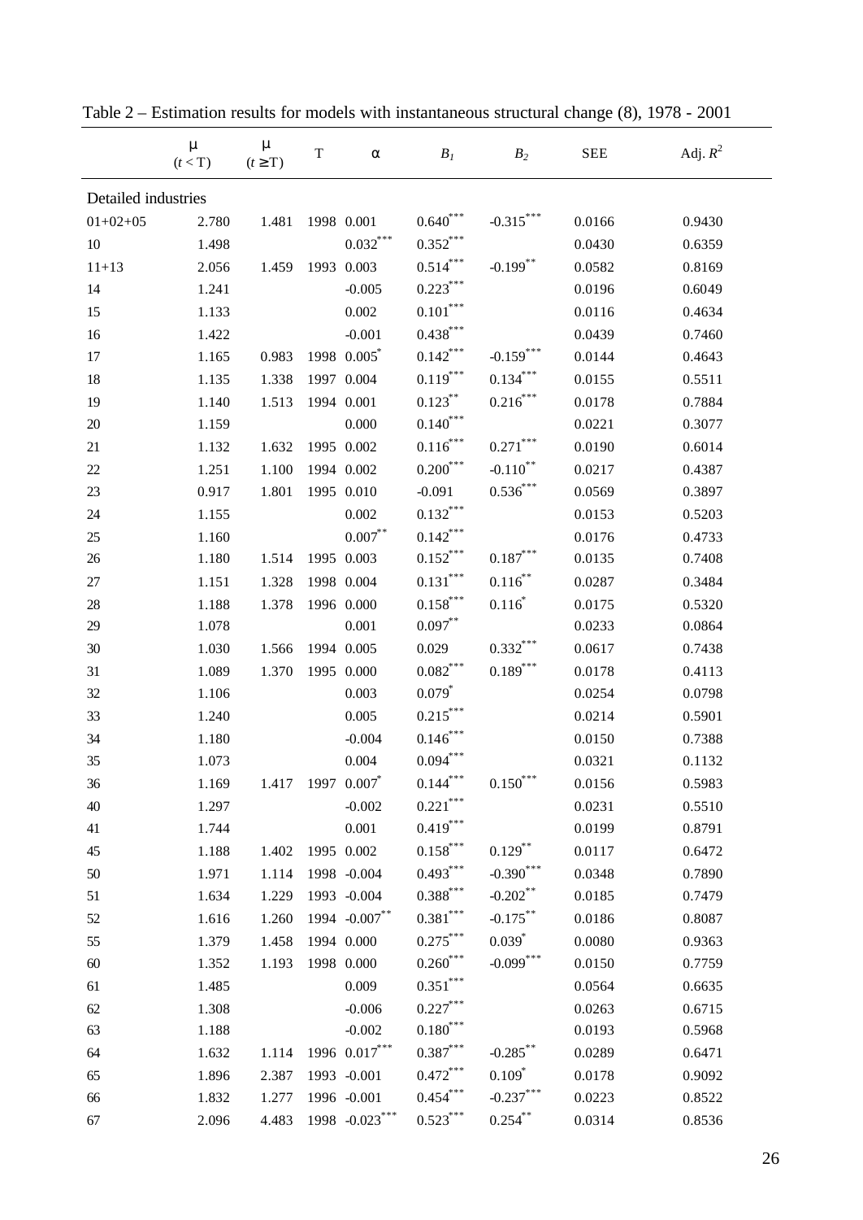Table 2 – Estimation results for models with instantaneous structural change (8), 1978 - 2001

| | μ ($t$ < T) | μ ($t$ ≥ T) | T | α | $B_1$ | $B_2$ | SEE | Adj. $R^2$ |
|---|---|---|---|---|---|---|---|---|
| Detailed industries | | | | | | | | |
| 01+02+05 | 2.780 | 1.481 | 1998 | 0.001 | 0.640*** | -0.315*** | 0.0166 | 0.9430 |
| 10 | 1.498 | | | 0.032*** | 0.352*** | | 0.0430 | 0.6359 |
| 11+13 | 2.056 | 1.459 | 1993 | 0.003 | 0.514*** | -0.199** | 0.0582 | 0.8169 |
| 14 | 1.241 | | | -0.005 | 0.223*** | | 0.0196 | 0.6049 |
| 15 | 1.133 | | | 0.002 | 0.101*** | | 0.0116 | 0.4634 |
| 16 | 1.422 | | | -0.001 | 0.438*** | | 0.0439 | 0.7460 |
| 17 | 1.165 | 0.983 | 1998 | 0.005* | 0.142*** | -0.159*** | 0.0144 | 0.4643 |
| 18 | 1.135 | 1.338 | 1997 | 0.004 | 0.119*** | 0.134*** | 0.0155 | 0.5511 |
| 19 | 1.140 | 1.513 | 1994 | 0.001 | 0.123** | 0.216*** | 0.0178 | 0.7884 |
| 20 | 1.159 | | | 0.000 | 0.140*** | | 0.0221 | 0.3077 |
| 21 | 1.132 | 1.632 | 1995 | 0.002 | 0.116*** | 0.271*** | 0.0190 | 0.6014 |
| 22 | 1.251 | 1.100 | 1994 | 0.002 | 0.200*** | -0.110** | 0.0217 | 0.4387 |
| 23 | 0.917 | 1.801 | 1995 | 0.010 | -0.091 | 0.536*** | 0.0569 | 0.3897 |
| 24 | 1.155 | | | 0.002 | 0.132*** | | 0.0153 | 0.5203 |
| 25 | 1.160 | | | 0.007** | 0.142*** | | 0.0176 | 0.4733 |
| 26 | 1.180 | 1.514 | 1995 | 0.003 | 0.152*** | 0.187*** | 0.0135 | 0.7408 |
| 27 | 1.151 | 1.328 | 1998 | 0.004 | 0.131*** | 0.116** | 0.0287 | 0.3484 |
| 28 | 1.188 | 1.378 | 1996 | 0.000 | 0.158*** | 0.116* | 0.0175 | 0.5320 |
| 29 | 1.078 | | | 0.001 | 0.097** | | 0.0233 | 0.0864 |
| 30 | 1.030 | 1.566 | 1994 | 0.005 | 0.029 | 0.332*** | 0.0617 | 0.7438 |
| 31 | 1.089 | 1.370 | 1995 | 0.000 | 0.082*** | 0.189*** | 0.0178 | 0.4113 |
| 32 | 1.106 | | | 0.003 | 0.079* | | 0.0254 | 0.0798 |
| 33 | 1.240 | | | 0.005 | 0.215*** | | 0.0214 | 0.5901 |
| 34 | 1.180 | | | -0.004 | 0.146*** | | 0.0150 | 0.7388 |
| 35 | 1.073 | | | 0.004 | 0.094*** | | 0.0321 | 0.1132 |
| 36 | 1.169 | 1.417 | 1997 | 0.007* | 0.144*** | 0.150*** | 0.0156 | 0.5983 |
| 40 | 1.297 | | | -0.002 | 0.221*** | | 0.0231 | 0.5510 |
| 41 | 1.744 | | | 0.001 | 0.419*** | | 0.0199 | 0.8791 |
| 45 | 1.188 | 1.402 | 1995 | 0.002 | 0.158*** | 0.129** | 0.0117 | 0.6472 |
| 50 | 1.971 | 1.114 | 1998 | -0.004 | 0.493*** | -0.390*** | 0.0348 | 0.7890 |
| 51 | 1.634 | 1.229 | 1993 | -0.004 | 0.388*** | -0.202** | 0.0185 | 0.7479 |
| 52 | 1.616 | 1.260 | 1994 | -0.007** | 0.381*** | -0.175** | 0.0186 | 0.8087 |
| 55 | 1.379 | 1.458 | 1994 | 0.000 | 0.275*** | 0.039* | 0.0080 | 0.9363 |
| 60 | 1.352 | 1.193 | 1998 | 0.000 | 0.260*** | -0.099*** | 0.0150 | 0.7759 |
| 61 | 1.485 | | | 0.009 | 0.351*** | | 0.0564 | 0.6635 |
| 62 | 1.308 | | | -0.006 | 0.227*** | | 0.0263 | 0.6715 |
| 63 | 1.188 | | | -0.002 | 0.180*** | | 0.0193 | 0.5968 |
| 64 | 1.632 | 1.114 | 1996 | 0.017*** | 0.387*** | -0.285** | 0.0289 | 0.6471 |
| 65 | 1.896 | 2.387 | 1993 | -0.001 | 0.472*** | 0.109* | 0.0178 | 0.9092 |
| 66 | 1.832 | 1.277 | 1996 | -0.001 | 0.454*** | -0.237*** | 0.0223 | 0.8522 |
| 67 | 2.096 | 4.483 | 1998 | -0.023*** | 0.523*** | 0.254** | 0.0314 | 0.8536 |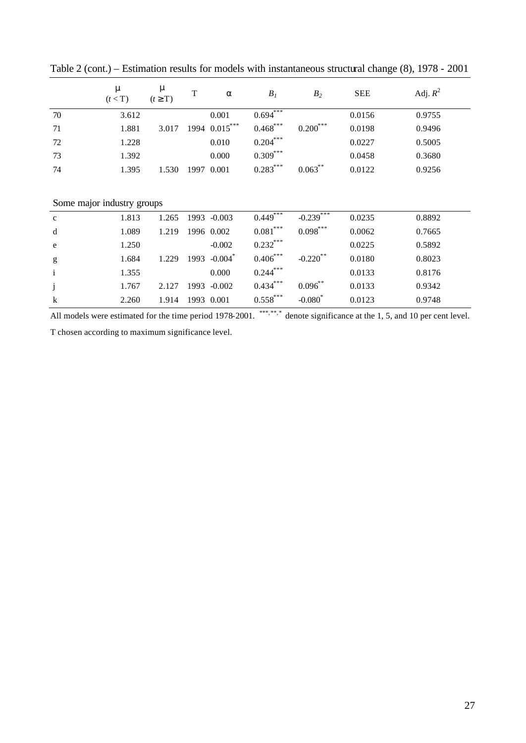Table 2 (cont.) – Estimation results for models with instantaneous structural change (8), 1978 - 2001

| | $\mu$ $(t < T)$ | $\mu$ $(t \geq T)$ | T | $\alpha$ | $B_1$ | $B_2$ | SEE | Adj. $R^2$ |
|---|---|---|---|---|---|---|---|---|
| 70 | 3.612 | | | 0.001 | $0.694^{***}$ | | 0.0156 | 0.9755 |
| 71 | 1.881 | 3.017 | 1994 | $0.015^{***}$ | $0.468^{***}$ | $0.200^{***}$ | 0.0198 | 0.9496 |
| 72 | 1.228 | | | 0.010 | $0.204^{***}$ | | 0.0227 | 0.5005 |
| 73 | 1.392 | | | 0.000 | $0.309^{***}$ | | 0.0458 | 0.3680 |
| 74 | 1.395 | 1.530 | 1997 | 0.001 | $0.283^{***}$ | $0.063^{**}$ | 0.0122 | 0.9256 |
| Some major industry groups | | | | | | | | |
| c | 1.813 | 1.265 | 1993 | -0.003 | $0.449^{***}$ | $-0.239^{***}$ | 0.0235 | 0.8892 |
| d | 1.089 | 1.219 | 1996 | 0.002 | $0.081^{***}$ | $0.098^{***}$ | 0.0062 | 0.7665 |
| e | 1.250 | | | -0.002 | $0.232^{***}$ | | 0.0225 | 0.5892 |
| g | 1.684 | 1.229 | 1993 | $-0.004^{*}$ | $0.406^{***}$ | $-0.220^{**}$ | 0.0180 | 0.8023 |
| i | 1.355 | | | 0.000 | $0.244^{***}$ | | 0.0133 | 0.8176 |
| j | 1.767 | 2.127 | 1993 | -0.002 | $0.434^{***}$ | $0.096^{**}$ | 0.0133 | 0.9342 |
| k | 2.260 | 1.914 | 1993 | 0.001 | $0.558^{***}$ | $-0.080^{*}$ | 0.0123 | 0.9748 |

All models were estimated for the time period 1978-2001. $^{***,**,*}$ denote significance at the 1, 5, and 10 per cent level.

T chosen according to maximum significance level.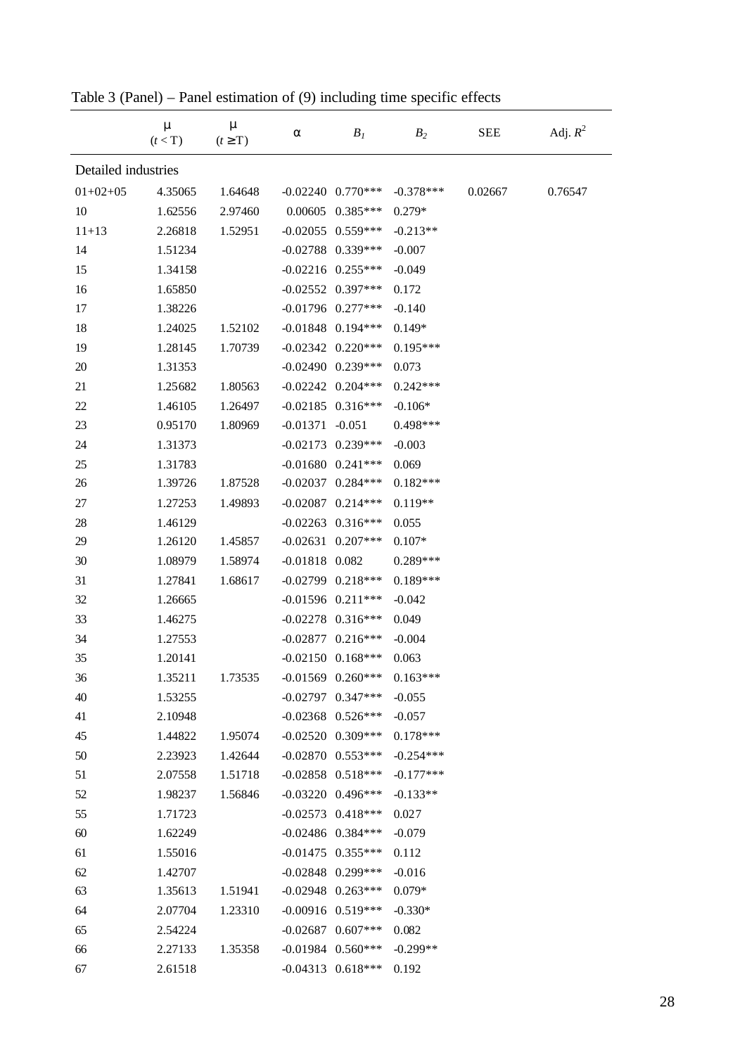Table 3 (Panel) – Panel estimation of (9) including time specific effects

| | μ ($t < T$) | μ ($t \geq T$) | α | $B_1$ | $B_2$ | SEE | Adj. $R^2$ |
|---|---|---|---|---|---|---|---|
| Detailed industries | | | | | | | |
| 01+02+05 | 4.35065 | 1.64648 | -0.02240 | 0.770*** | -0.378*** | 0.02667 | 0.76547 |
| 10 | 1.62556 | 2.97460 | 0.00605 | 0.385*** | 0.279* | | |
| 11+13 | 2.26818 | 1.52951 | -0.02055 | 0.559*** | -0.213** | | |
| 14 | 1.51234 | | -0.02788 | 0.339*** | -0.007 | | |
| 15 | 1.34158 | | -0.02216 | 0.255*** | -0.049 | | |
| 16 | 1.65850 | | -0.02552 | 0.397*** | 0.172 | | |
| 17 | 1.38226 | | -0.01796 | 0.277*** | -0.140 | | |
| 18 | 1.24025 | 1.52102 | -0.01848 | 0.194*** | 0.149* | | |
| 19 | 1.28145 | 1.70739 | -0.02342 | 0.220*** | 0.195*** | | |
| 20 | 1.31353 | | -0.02490 | 0.239*** | 0.073 | | |
| 21 | 1.25682 | 1.80563 | -0.02242 | 0.204*** | 0.242*** | | |
| 22 | 1.46105 | 1.26497 | -0.02185 | 0.316*** | -0.106* | | |
| 23 | 0.95170 | 1.80969 | -0.01371 | -0.051 | 0.498*** | | |
| 24 | 1.31373 | | -0.02173 | 0.239*** | -0.003 | | |
| 25 | 1.31783 | | -0.01680 | 0.241*** | 0.069 | | |
| 26 | 1.39726 | 1.87528 | -0.02037 | 0.284*** | 0.182*** | | |
| 27 | 1.27253 | 1.49893 | -0.02087 | 0.214*** | 0.119** | | |
| 28 | 1.46129 | | -0.02263 | 0.316*** | 0.055 | | |
| 29 | 1.26120 | 1.45857 | -0.02631 | 0.207*** | 0.107* | | |
| 30 | 1.08979 | 1.58974 | -0.01818 | 0.082 | 0.289*** | | |
| 31 | 1.27841 | 1.68617 | -0.02799 | 0.218*** | 0.189*** | | |
| 32 | 1.26665 | | -0.01596 | 0.211*** | -0.042 | | |
| 33 | 1.46275 | | -0.02278 | 0.316*** | 0.049 | | |
| 34 | 1.27553 | | -0.02877 | 0.216*** | -0.004 | | |
| 35 | 1.20141 | | -0.02150 | 0.168*** | 0.063 | | |
| 36 | 1.35211 | 1.73535 | -0.01569 | 0.260*** | 0.163*** | | |
| 40 | 1.53255 | | -0.02797 | 0.347*** | -0.055 | | |
| 41 | 2.10948 | | -0.02368 | 0.526*** | -0.057 | | |
| 45 | 1.44822 | 1.95074 | -0.02520 | 0.309*** | 0.178*** | | |
| 50 | 2.23923 | 1.42644 | -0.02870 | 0.553*** | -0.254*** | | |
| 51 | 2.07558 | 1.51718 | -0.02858 | 0.518*** | -0.177*** | | |
| 52 | 1.98237 | 1.56846 | -0.03220 | 0.496*** | -0.133** | | |
| 55 | 1.71723 | | -0.02573 | 0.418*** | 0.027 | | |
| 60 | 1.62249 | | -0.02486 | 0.384*** | -0.079 | | |
| 61 | 1.55016 | | -0.01475 | 0.355*** | 0.112 | | |
| 62 | 1.42707 | | -0.02848 | 0.299*** | -0.016 | | |
| 63 | 1.35613 | 1.51941 | -0.02948 | 0.263*** | 0.079* | | |
| 64 | 2.07704 | 1.23310 | -0.00916 | 0.519*** | -0.330* | | |
| 65 | 2.54224 | | -0.02687 | 0.607*** | 0.082 | | |
| 66 | 2.27133 | 1.35358 | -0.01984 | 0.560*** | -0.299** | | |
| 67 | 2.61518 | | -0.04313 | 0.618*** | 0.192 | | |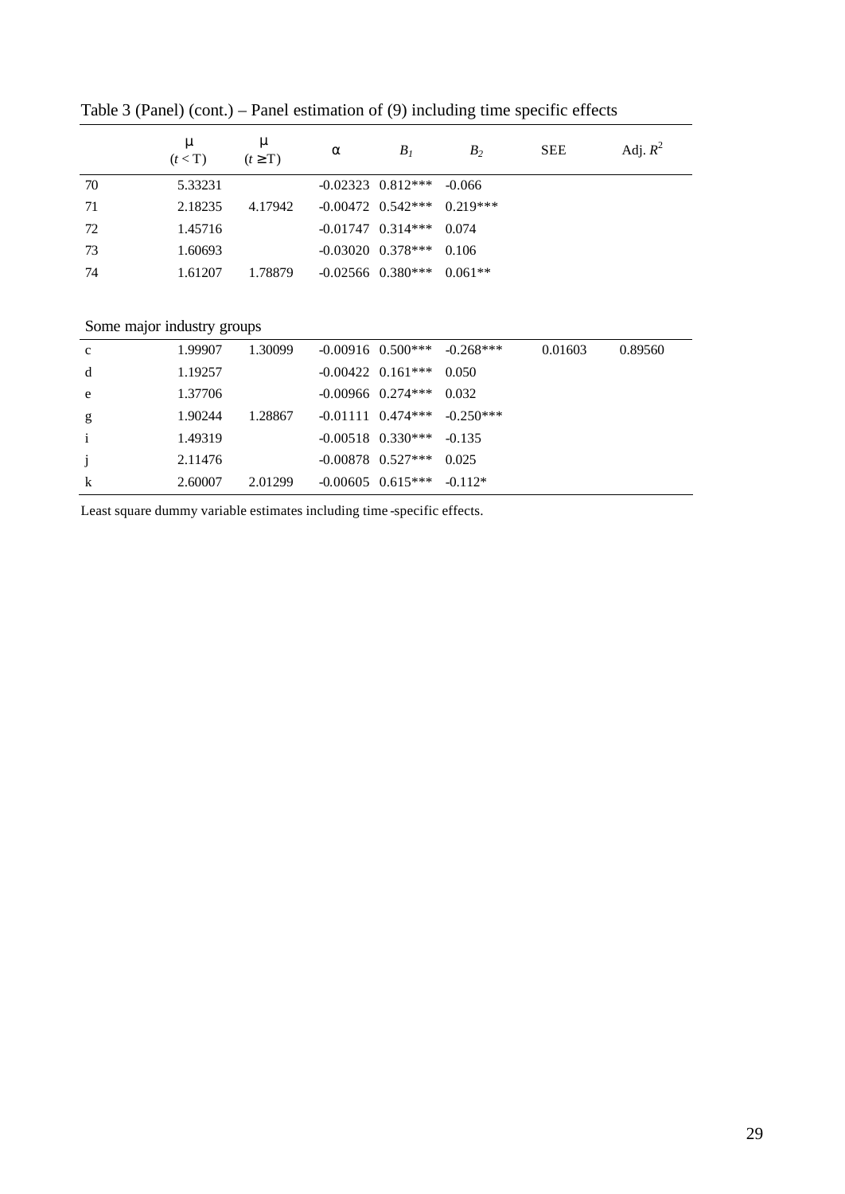Table 3 (Panel) (cont.) – Panel estimation of (9) including time specific effects

| | $\mu$ $(t < T)$ | $\mu$ $(t \geq T)$ | $\alpha$ | $B_1$ | $B_2$ | SEE | Adj. $R^2$ |
|---|---|---|---|---|---|---|---|
| 70 | 5.33231 | | -0.02323 | 0.812*** | -0.066 | | |
| 71 | 2.18235 | 4.17942 | -0.00472 | 0.542*** | 0.219*** | | |
| 72 | 1.45716 | | -0.01747 | 0.314*** | 0.074 | | |
| 73 | 1.60693 | | -0.03020 | 0.378*** | 0.106 | | |
| 74 | 1.61207 | 1.78879 | -0.02566 | 0.380*** | 0.061** | | |
| *Some major industry groups* | | | | | | | |
| c | 1.99907 | 1.30099 | -0.00916 | 0.500*** | -0.268*** | 0.01603 | 0.89560 |
| d | 1.19257 | | -0.00422 | 0.161*** | 0.050 | | |
| e | 1.37706 | | -0.00966 | 0.274*** | 0.032 | | |
| g | 1.90244 | 1.28867 | -0.01111 | 0.474*** | -0.250*** | | |
| i | 1.49319 | | -0.00518 | 0.330*** | -0.135 | | |
| j | 2.11476 | | -0.00878 | 0.527*** | 0.025 | | |
| k | 2.60007 | 2.01299 | -0.00605 | 0.615*** | -0.112* | | |

Least square dummy variable estimates including time-specific effects.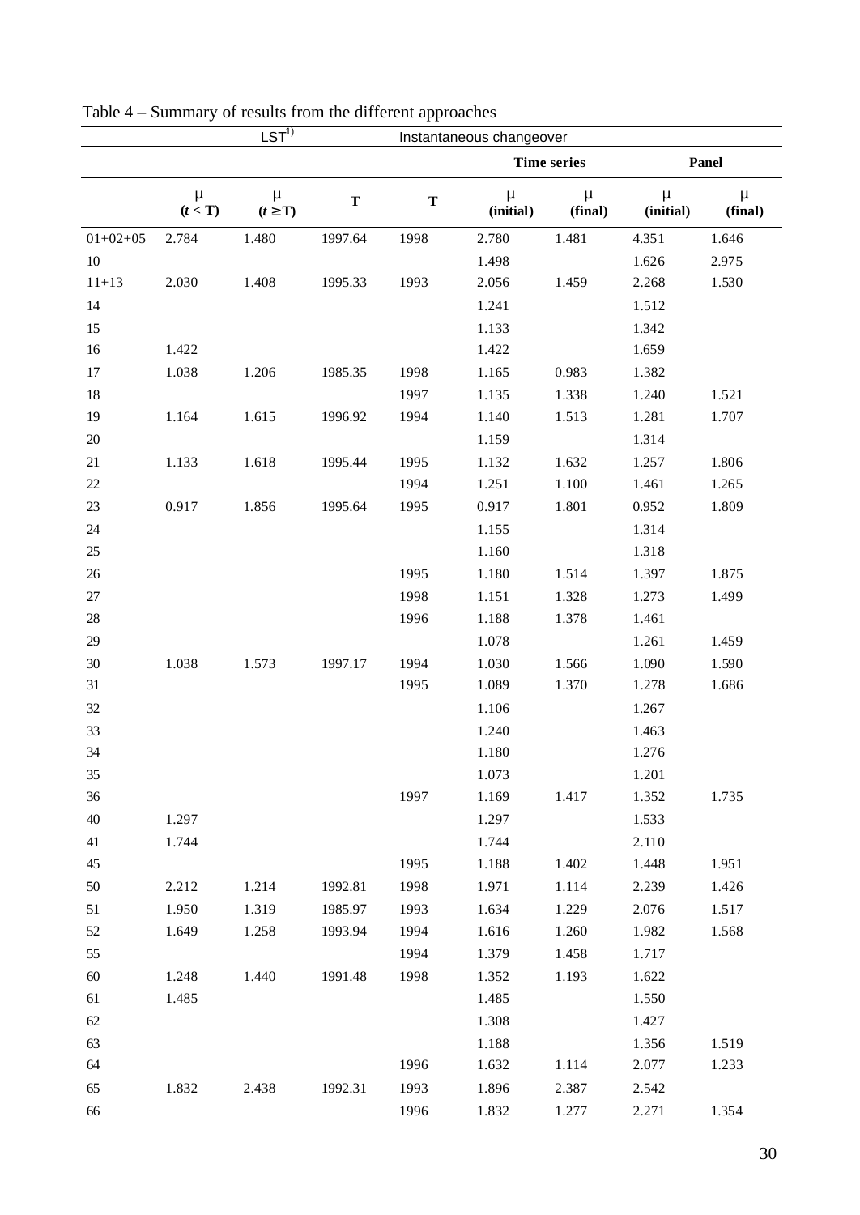Table 4 – Summary of results from the different approaches

| | LST[1)] | | | Instantaneous changeover | | | | |
|---|---|---|---|---|---|---|---|---|
| | | | | | Time series | | Panel | |
| | μ ($t < T$) | μ ($t \geq T$) | T | T | μ (initial) | μ (final) | μ (initial) | μ (final) |
| 01+02+05 | 2.784 | 1.480 | 1997.64 | 1998 | 2.780 | 1.481 | 4.351 | 1.646 |
| 10 | | | | | 1.498 | | 1.626 | 2.975 |
| 11+13 | 2.030 | 1.408 | 1995.33 | 1993 | 2.056 | 1.459 | 2.268 | 1.530 |
| 14 | | | | | 1.241 | | 1.512 | |
| 15 | | | | | 1.133 | | 1.342 | |
| 16 | 1.422 | | | | 1.422 | | 1.659 | |
| 17 | 1.038 | 1.206 | 1985.35 | 1998 | 1.165 | 0.983 | 1.382 | |
| 18 | | | | 1997 | 1.135 | 1.338 | 1.240 | 1.521 |
| 19 | 1.164 | 1.615 | 1996.92 | 1994 | 1.140 | 1.513 | 1.281 | 1.707 |
| 20 | | | | | 1.159 | | 1.314 | |
| 21 | 1.133 | 1.618 | 1995.44 | 1995 | 1.132 | 1.632 | 1.257 | 1.806 |
| 22 | | | | 1994 | 1.251 | 1.100 | 1.461 | 1.265 |
| 23 | 0.917 | 1.856 | 1995.64 | 1995 | 0.917 | 1.801 | 0.952 | 1.809 |
| 24 | | | | | 1.155 | | 1.314 | |
| 25 | | | | | 1.160 | | 1.318 | |
| 26 | | | | 1995 | 1.180 | 1.514 | 1.397 | 1.875 |
| 27 | | | | 1998 | 1.151 | 1.328 | 1.273 | 1.499 |
| 28 | | | | 1996 | 1.188 | 1.378 | 1.461 | |
| 29 | | | | | 1.078 | | 1.261 | 1.459 |
| 30 | 1.038 | 1.573 | 1997.17 | 1994 | 1.030 | 1.566 | 1.090 | 1.590 |
| 31 | | | | 1995 | 1.089 | 1.370 | 1.278 | 1.686 |
| 32 | | | | | 1.106 | | 1.267 | |
| 33 | | | | | 1.240 | | 1.463 | |
| 34 | | | | | 1.180 | | 1.276 | |
| 35 | | | | | 1.073 | | 1.201 | |
| 36 | | | | 1997 | 1.169 | 1.417 | 1.352 | 1.735 |
| 40 | 1.297 | | | | 1.297 | | 1.533 | |
| 41 | 1.744 | | | | 1.744 | | 2.110 | |
| 45 | | | | 1995 | 1.188 | 1.402 | 1.448 | 1.951 |
| 50 | 2.212 | 1.214 | 1992.81 | 1998 | 1.971 | 1.114 | 2.239 | 1.426 |
| 51 | 1.950 | 1.319 | 1985.97 | 1993 | 1.634 | 1.229 | 2.076 | 1.517 |
| 52 | 1.649 | 1.258 | 1993.94 | 1994 | 1.616 | 1.260 | 1.982 | 1.568 |
| 55 | | | | 1994 | 1.379 | 1.458 | 1.717 | |
| 60 | 1.248 | 1.440 | 1991.48 | 1998 | 1.352 | 1.193 | 1.622 | |
| 61 | 1.485 | | | | 1.485 | | 1.550 | |
| 62 | | | | | 1.308 | | 1.427 | |
| 63 | | | | | 1.188 | | 1.356 | 1.519 |
| 64 | | | | 1996 | 1.632 | 1.114 | 2.077 | 1.233 |
| 65 | 1.832 | 2.438 | 1992.31 | 1993 | 1.896 | 2.387 | 2.542 | |
| 66 | | | | 1996 | 1.832 | 1.277 | 2.271 | 1.354 |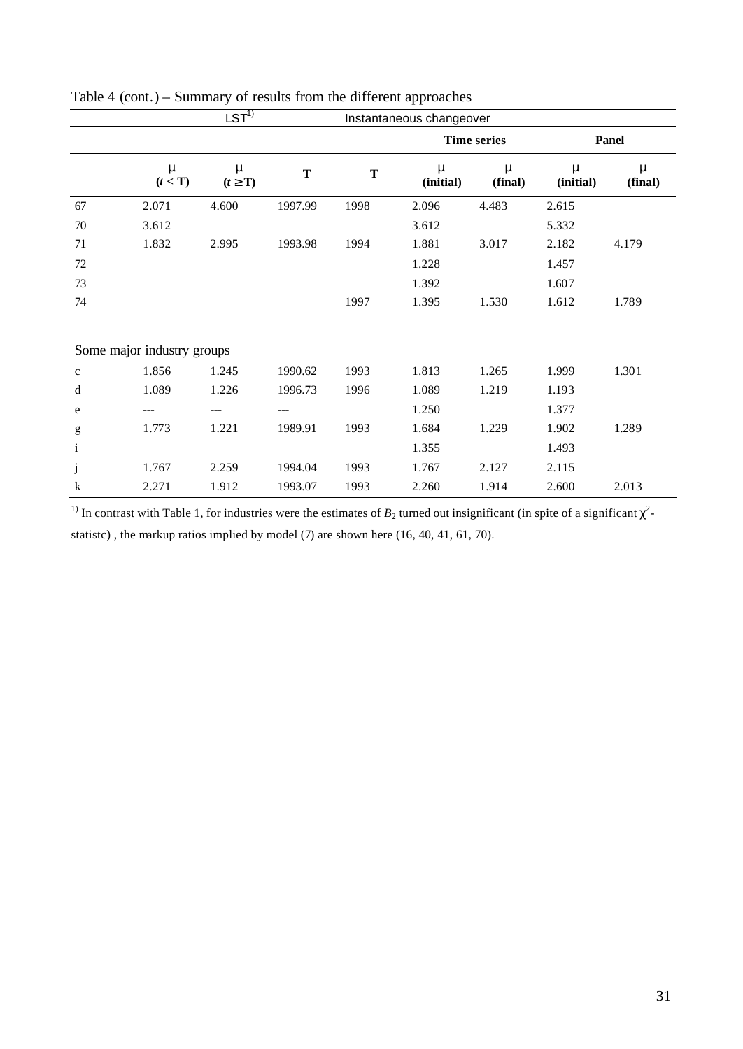Table 4 (cont.) – Summary of results from the different approaches

| | LST[1)] | | | Instantaneous changeover | | | | |
|---|---|---|---|---|---|---|---|---|
| | | | | | Time series | | Panel | |
| | μ ($t < T$) | μ ($t \geq T$) | T | T | μ (initial) | μ (final) | μ (initial) | μ (final) |
| 67 | 2.071 | 4.600 | 1997.99 | 1998 | 2.096 | 4.483 | 2.615 | |
| 70 | 3.612 | | | | 3.612 | | 5.332 | |
| 71 | 1.832 | 2.995 | 1993.98 | 1994 | 1.881 | 3.017 | 2.182 | 4.179 |
| 72 | | | | | 1.228 | | 1.457 | |
| 73 | | | | | 1.392 | | 1.607 | |
| 74 | | | | 1997 | 1.395 | 1.530 | 1.612 | 1.789 |
| Some major industry groups | | | | | | | | |
| c | 1.856 | 1.245 | 1990.62 | 1993 | 1.813 | 1.265 | 1.999 | 1.301 |
| d | 1.089 | 1.226 | 1996.73 | 1996 | 1.089 | 1.219 | 1.193 | |
| e | --- | --- | --- | | 1.250 | | 1.377 | |
| g | 1.773 | 1.221 | 1989.91 | 1993 | 1.684 | 1.229 | 1.902 | 1.289 |
| i | | | | | 1.355 | | 1.493 | |
| j | 1.767 | 2.259 | 1994.04 | 1993 | 1.767 | 2.127 | 2.115 | |
| k | 2.271 | 1.912 | 1993.07 | 1993 | 2.260 | 1.914 | 2.600 | 2.013 |

[1)] In contrast with Table 1, for industries were the estimates of $B_2$ turned out insignificant (in spite of a significant $\chi^2$-statistc) , the markup ratios implied by model (7) are shown here (16, 40, 41, 61, 70).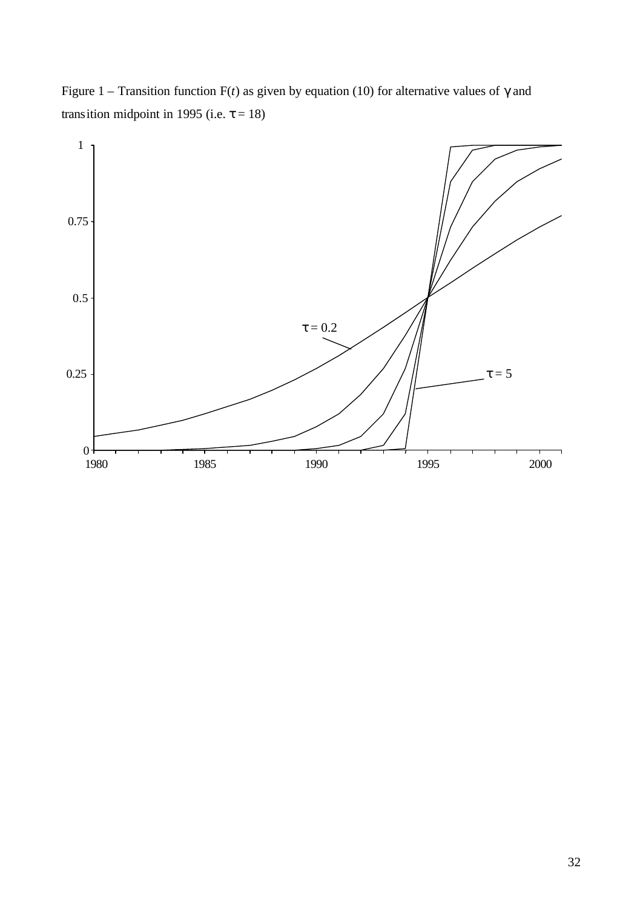Figure 1 – Transition function F($t$) as given by equation (10) for alternative values of $\gamma$ and transition midpoint in 1995 (i.e. $\tau = 18$)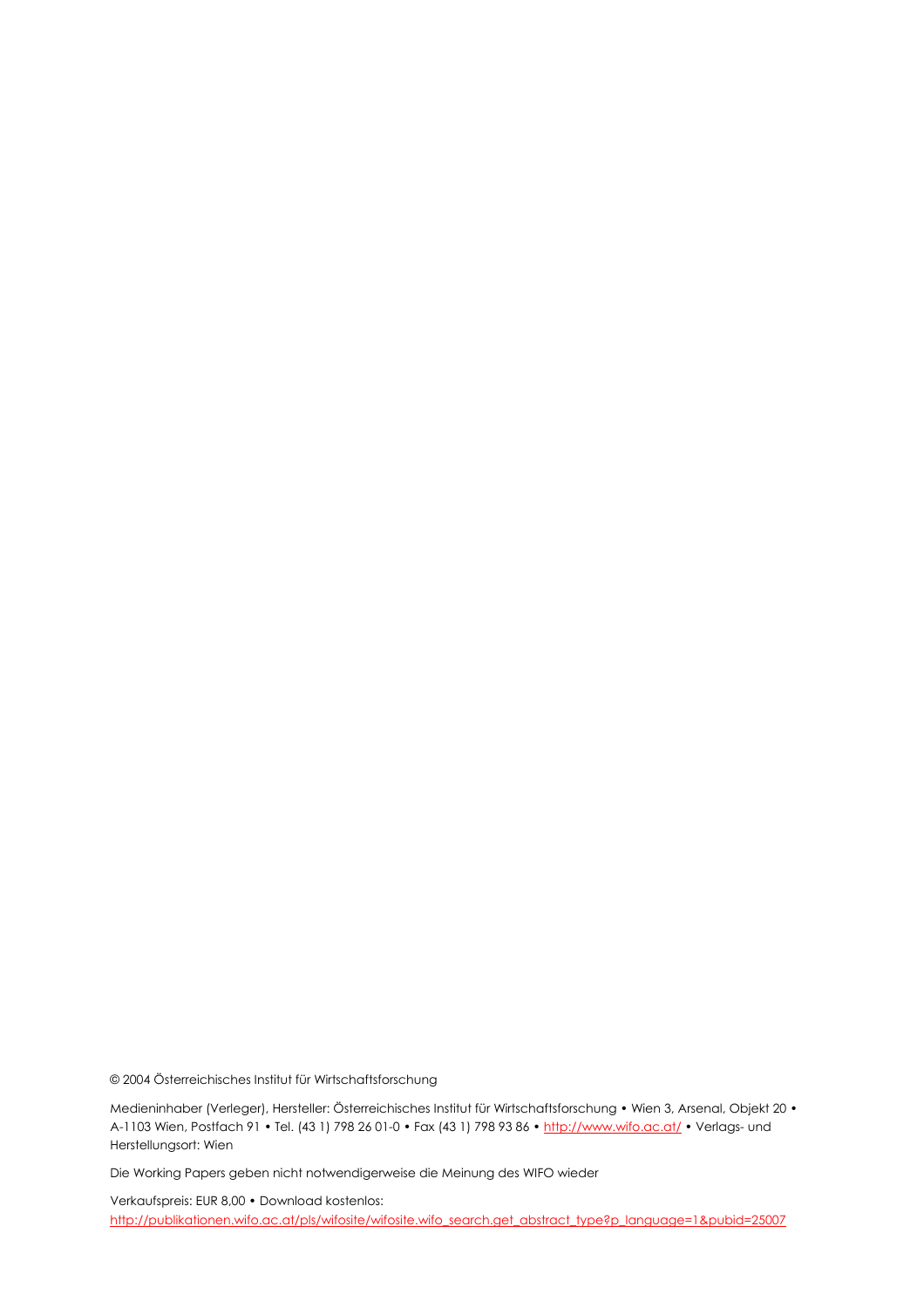© 2004 Österreichisches Institut für Wirtschaftsforschung

Medieninhaber (Verleger), Hersteller: Österreichisches Institut für Wirtschaftsforschung • Wien 3, Arsenal, Objekt 20 • A-1103 Wien, Postfach 91 • Tel. (43 1) 798 26 01-0 • Fax (43 1) 798 93 86 • http://www.wifo.ac.at/ • Verlags- und Herstellungsort: Wien

Die Working Papers geben nicht notwendigerweise die Meinung des WIFO wieder

Verkaufspreis: EUR 8,00 • Download kostenlos:
http://publikationen.wifo.ac.at/pls/wifosite/wifosite.wifo_search.get_abstract_type?p_language=1&pubid=25007